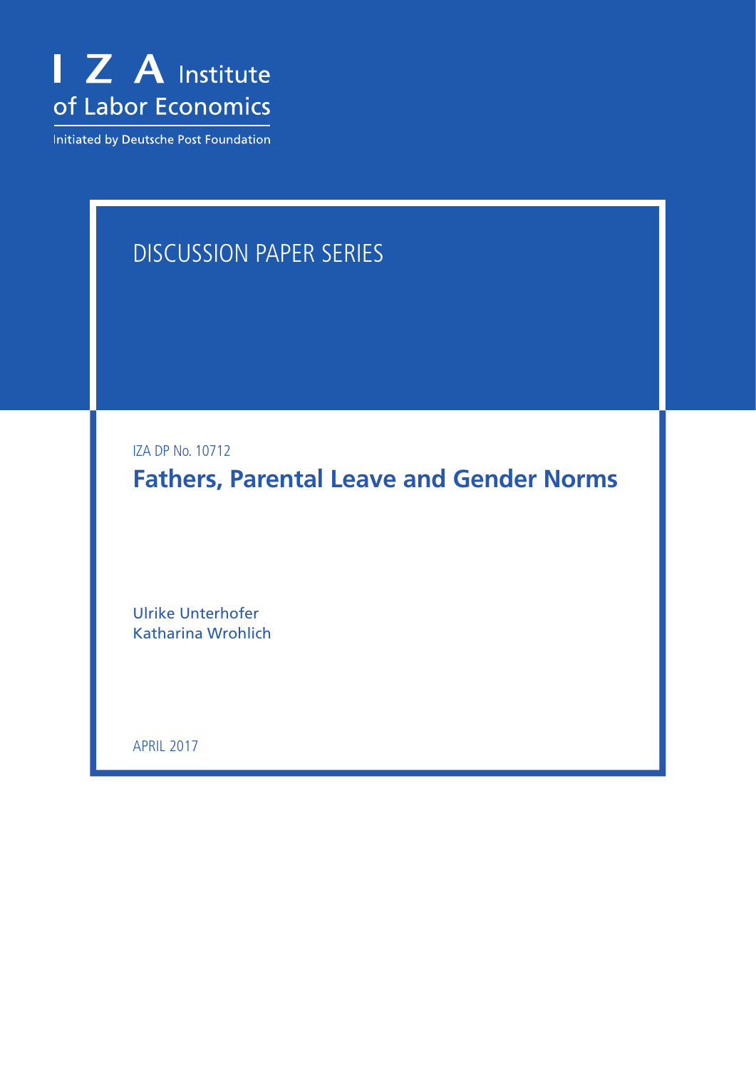I Z A Institute of Labor Economics

Initiated by Deutsche Post Foundation

DISCUSSION PAPER SERIES

IZA DP No. 10712

# Fathers, Parental Leave and Gender Norms

Ulrike Unterhofer
Katharina Wrohlich

APRIL 2017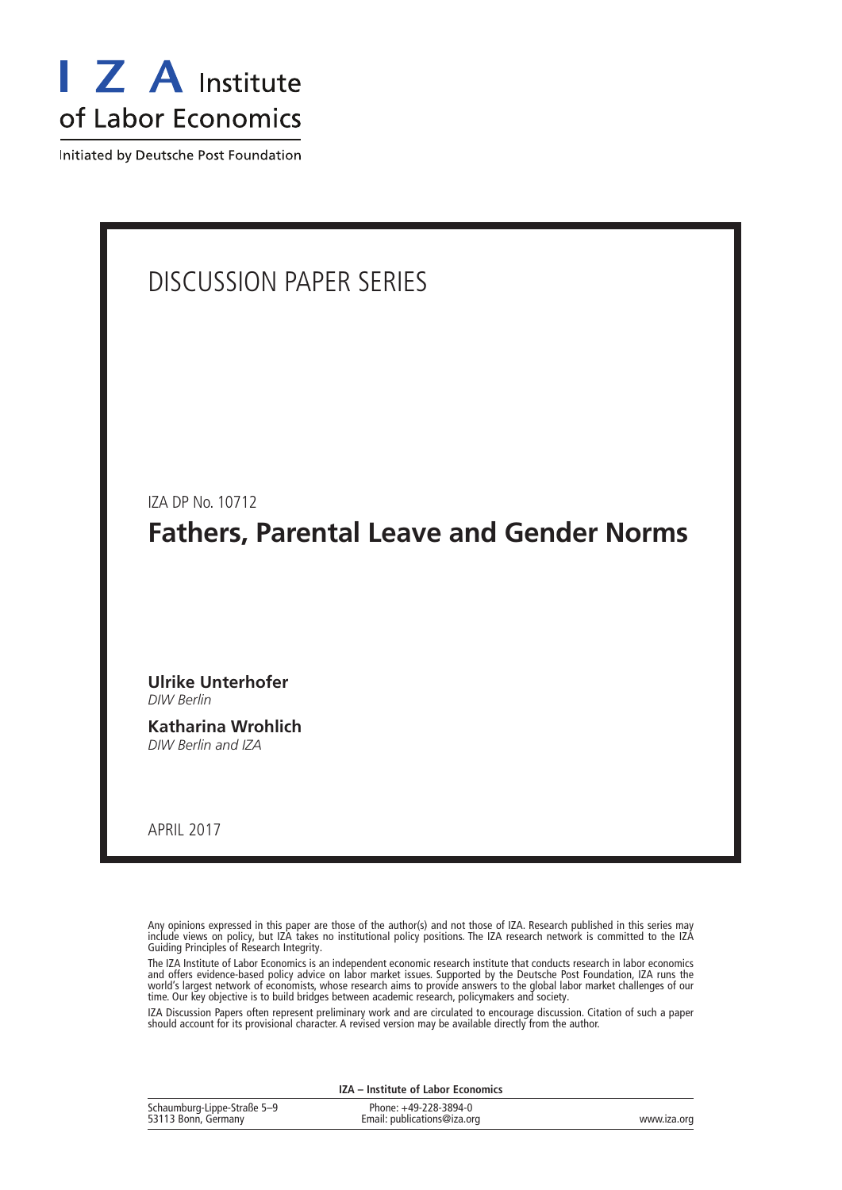I Z A Institute of Labor Economics

Initiated by Deutsche Post Foundation

# DISCUSSION PAPER SERIES

IZA DP No. 10712

## Fathers, Parental Leave and Gender Norms

**Ulrike Unterhofer**
*DIW Berlin*

**Katharina Wrohlich**
*DIW Berlin and IZA*

APRIL 2017

Any opinions expressed in this paper are those of the author(s) and not those of IZA. Research published in this series may include views on policy, but IZA takes no institutional policy positions. The IZA research network is committed to the IZA Guiding Principles of Research Integrity.

The IZA Institute of Labor Economics is an independent economic research institute that conducts research in labor economics and offers evidence-based policy advice on labor market issues. Supported by the Deutsche Post Foundation, IZA runs the world's largest network of economists, whose research aims to provide answers to the global labor market challenges of our time. Our key objective is to build bridges between academic research, policymakers and society.

IZA Discussion Papers often represent preliminary work and are circulated to encourage discussion. Citation of such a paper should account for its provisional character. A revised version may be available directly from the author.

**IZA – Institute of Labor Economics**

| | | |
|---|---|---|
| Schaumburg-Lippe-Straße 5–9<br>53113 Bonn, Germany | Phone: +49-228-3894-0<br>Email: publications@iza.org | www.iza.org |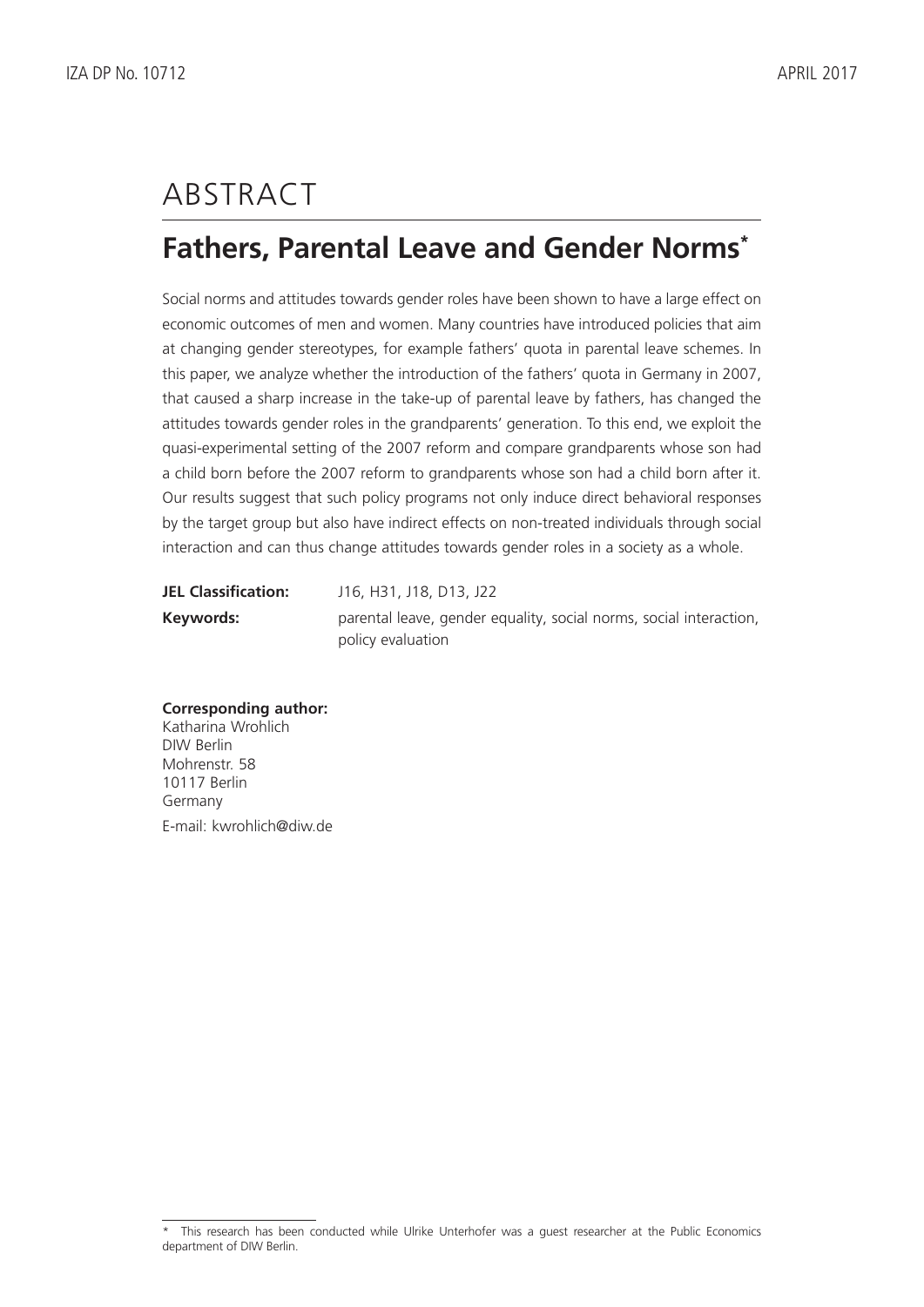# ABSTRACT

## Fathers, Parental Leave and Gender Norms*

Social norms and attitudes towards gender roles have been shown to have a large effect on economic outcomes of men and women. Many countries have introduced policies that aim at changing gender stereotypes, for example fathers' quota in parental leave schemes. In this paper, we analyze whether the introduction of the fathers' quota in Germany in 2007, that caused a sharp increase in the take-up of parental leave by fathers, has changed the attitudes towards gender roles in the grandparents' generation. To this end, we exploit the quasi-experimental setting of the 2007 reform and compare grandparents whose son had a child born before the 2007 reform to grandparents whose son had a child born after it. Our results suggest that such policy programs not only induce direct behavioral responses by the target group but also have indirect effects on non-treated individuals through social interaction and can thus change attitudes towards gender roles in a society as a whole.

**JEL Classification:** J16, H31, J18, D13, J22

**Keywords:** parental leave, gender equality, social norms, social interaction, policy evaluation

**Corresponding author:**
Katharina Wrohlich
DIW Berlin
Mohrenstr. 58
10117 Berlin
Germany

E-mail: kwrohlich@diw.de

---

* This research has been conducted while Ulrike Unterhofer was a guest researcher at the Public Economics department of DIW Berlin.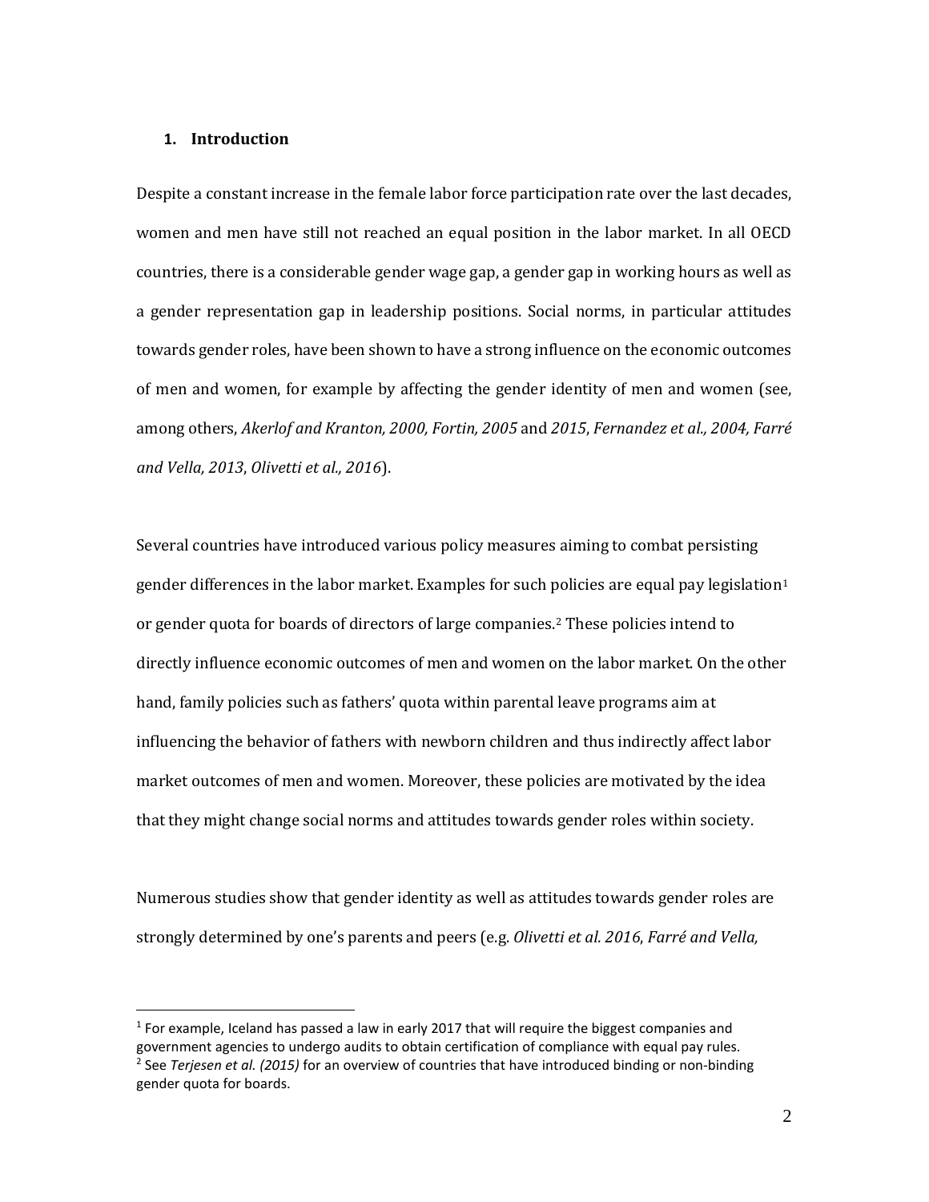## 1. Introduction

Despite a constant increase in the female labor force participation rate over the last decades, women and men have still not reached an equal position in the labor market. In all OECD countries, there is a considerable gender wage gap, a gender gap in working hours as well as a gender representation gap in leadership positions. Social norms, in particular attitudes towards gender roles, have been shown to have a strong influence on the economic outcomes of men and women, for example by affecting the gender identity of men and women (see, among others, *Akerlof and Kranton, 2000, Fortin, 2005* and *2015*, *Fernandez et al., 2004, Farré and Vella, 2013*, *Olivetti et al., 2016*).

Several countries have introduced various policy measures aiming to combat persisting gender differences in the labor market. Examples for such policies are equal pay legislation[1] or gender quota for boards of directors of large companies.[2] These policies intend to directly influence economic outcomes of men and women on the labor market. On the other hand, family policies such as fathers' quota within parental leave programs aim at influencing the behavior of fathers with newborn children and thus indirectly affect labor market outcomes of men and women. Moreover, these policies are motivated by the idea that they might change social norms and attitudes towards gender roles within society.

Numerous studies show that gender identity as well as attitudes towards gender roles are strongly determined by one's parents and peers (e.g. *Olivetti et al. 2016*, *Farré and Vella,*

---

[1] For example, Iceland has passed a law in early 2017 that will require the biggest companies and government agencies to undergo audits to obtain certification of compliance with equal pay rules.

[2] See *Terjesen et al. (2015)* for an overview of countries that have introduced binding or non-binding gender quota for boards.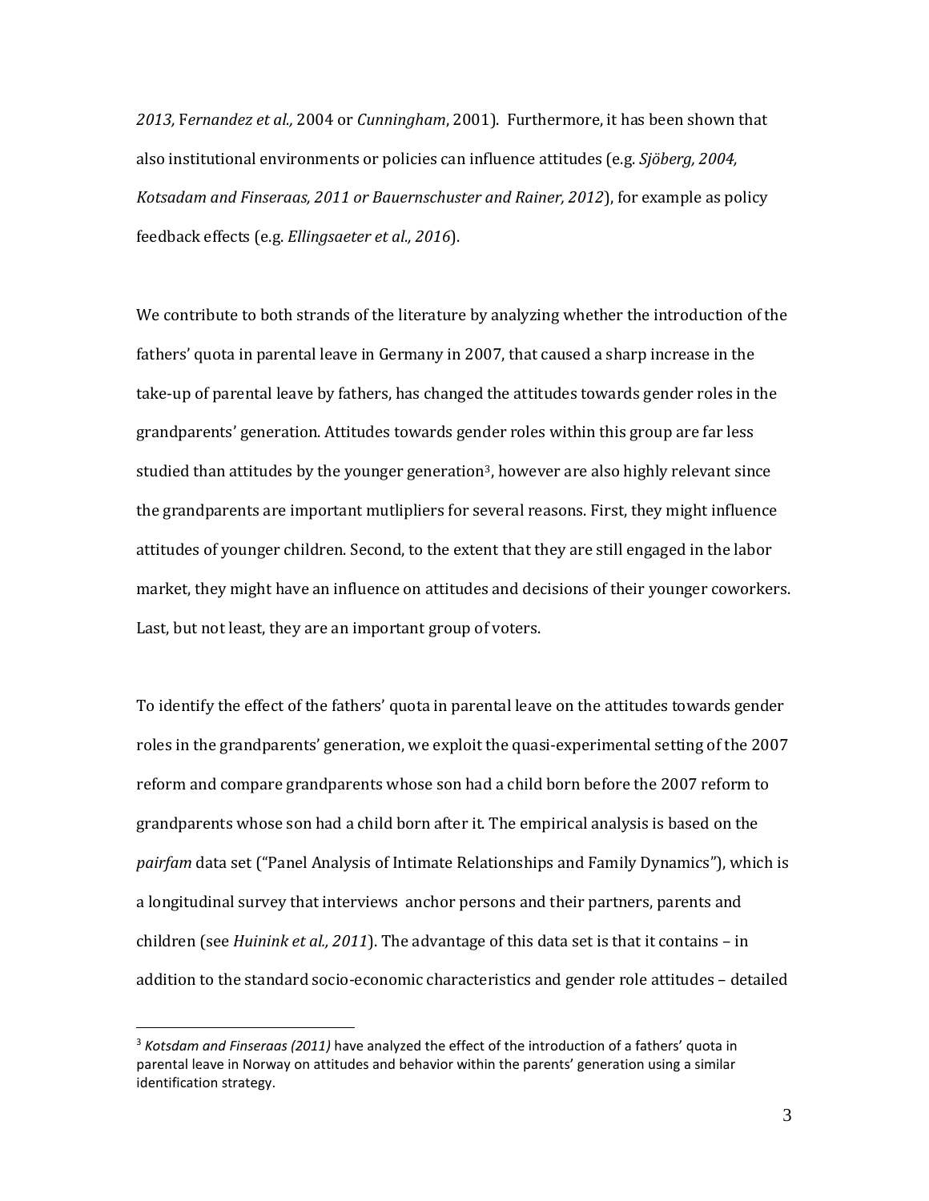*2013,* Fernandez *et al.,* 2004 or *Cunningham*, 2001). Furthermore, it has been shown that also institutional environments or policies can influence attitudes (e.g. *Sjöberg, 2004, Kotsadam and Finseraas, 2011 or Bauernschuster and Rainer, 2012*), for example as policy feedback effects (e.g. *Ellingsaeter et al., 2016*).

We contribute to both strands of the literature by analyzing whether the introduction of the fathers' quota in parental leave in Germany in 2007, that caused a sharp increase in the take-up of parental leave by fathers, has changed the attitudes towards gender roles in the grandparents' generation. Attitudes towards gender roles within this group are far less studied than attitudes by the younger generation[3], however are also highly relevant since the grandparents are important mutlipliers for several reasons. First, they might influence attitudes of younger children. Second, to the extent that they are still engaged in the labor market, they might have an influence on attitudes and decisions of their younger coworkers. Last, but not least, they are an important group of voters.

To identify the effect of the fathers' quota in parental leave on the attitudes towards gender roles in the grandparents' generation, we exploit the quasi-experimental setting of the 2007 reform and compare grandparents whose son had a child born before the 2007 reform to grandparents whose son had a child born after it. The empirical analysis is based on the *pairfam* data set ("Panel Analysis of Intimate Relationships and Family Dynamics"), which is a longitudinal survey that interviews anchor persons and their partners, parents and children (see *Huinink et al., 2011*). The advantage of this data set is that it contains – in addition to the standard socio-economic characteristics and gender role attitudes – detailed

[3] *Kotsdam and Finseraas (2011)* have analyzed the effect of the introduction of a fathers' quota in parental leave in Norway on attitudes and behavior within the parents' generation using a similar identification strategy.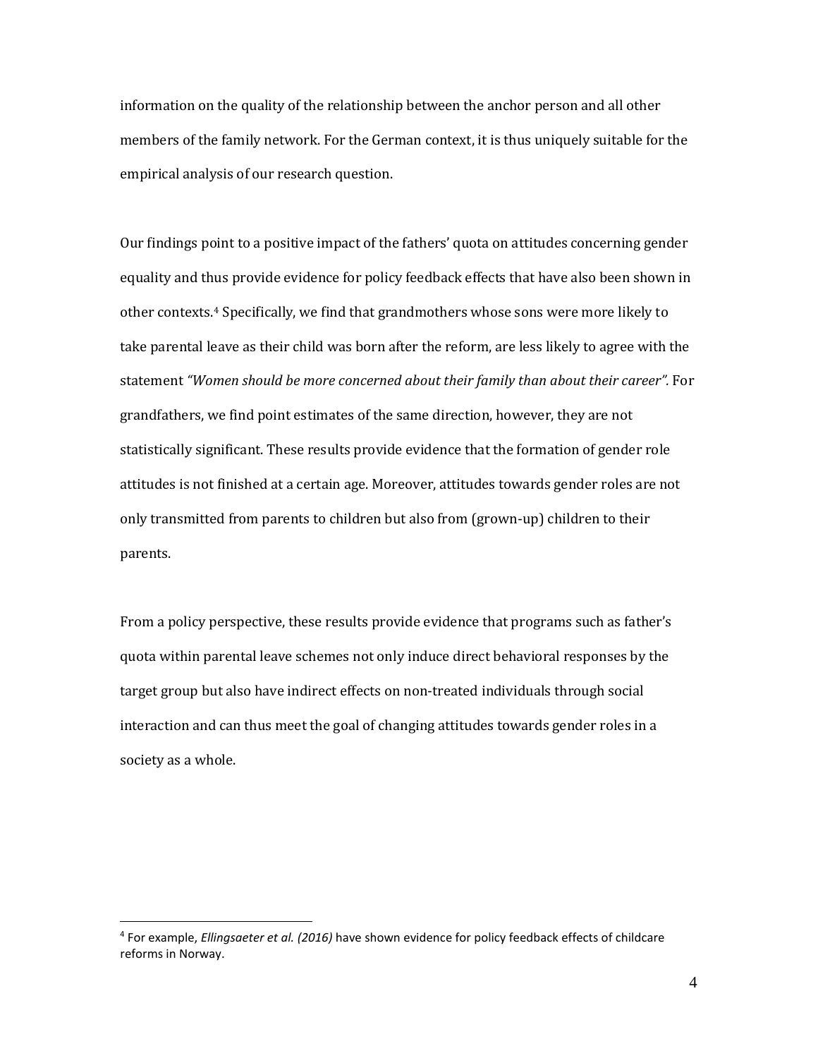information on the quality of the relationship between the anchor person and all other members of the family network. For the German context, it is thus uniquely suitable for the empirical analysis of our research question.

Our findings point to a positive impact of the fathers' quota on attitudes concerning gender equality and thus provide evidence for policy feedback effects that have also been shown in other contexts.[4] Specifically, we find that grandmothers whose sons were more likely to take parental leave as their child was born after the reform, are less likely to agree with the statement *"Women should be more concerned about their family than about their career".* For grandfathers, we find point estimates of the same direction, however, they are not statistically significant. These results provide evidence that the formation of gender role attitudes is not finished at a certain age. Moreover, attitudes towards gender roles are not only transmitted from parents to children but also from (grown-up) children to their parents.

From a policy perspective, these results provide evidence that programs such as father's quota within parental leave schemes not only induce direct behavioral responses by the target group but also have indirect effects on non-treated individuals through social interaction and can thus meet the goal of changing attitudes towards gender roles in a society as a whole.

[4] For example, *Ellingsaeter et al. (2016)* have shown evidence for policy feedback effects of childcare reforms in Norway.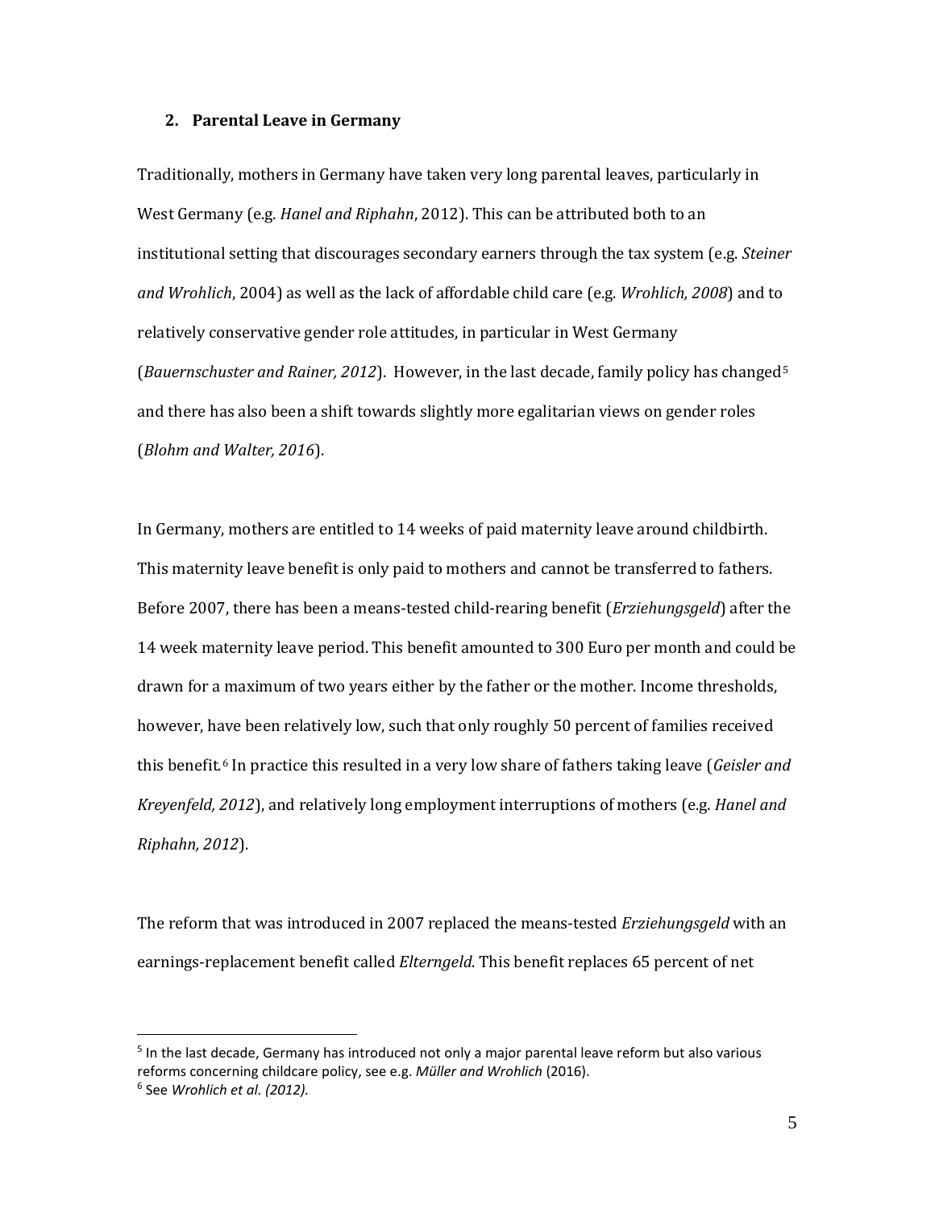## 2. Parental Leave in Germany

Traditionally, mothers in Germany have taken very long parental leaves, particularly in West Germany (e.g. *Hanel and Riphahn*, 2012). This can be attributed both to an institutional setting that discourages secondary earners through the tax system (e.g. *Steiner and Wrohlich*, 2004) as well as the lack of affordable child care (e.g. *Wrohlich, 2008*) and to relatively conservative gender role attitudes, in particular in West Germany (*Bauernschuster and Rainer, 2012*). However, in the last decade, family policy has changed[5] and there has also been a shift towards slightly more egalitarian views on gender roles (*Blohm and Walter, 2016*).

In Germany, mothers are entitled to 14 weeks of paid maternity leave around childbirth. This maternity leave benefit is only paid to mothers and cannot be transferred to fathers. Before 2007, there has been a means-tested child-rearing benefit (*Erziehungsgeld*) after the 14 week maternity leave period. This benefit amounted to 300 Euro per month and could be drawn for a maximum of two years either by the father or the mother. Income thresholds, however, have been relatively low, such that only roughly 50 percent of families received this benefit.[6] In practice this resulted in a very low share of fathers taking leave (*Geisler and Kreyenfeld, 2012*), and relatively long employment interruptions of mothers (e.g. *Hanel and Riphahn, 2012*).

The reform that was introduced in 2007 replaced the means-tested *Erziehungsgeld* with an earnings-replacement benefit called *Elterngeld.* This benefit replaces 65 percent of net

---

[5] In the last decade, Germany has introduced not only a major parental leave reform but also various reforms concerning childcare policy, see e.g. *Müller and Wrohlich* (2016).

[6] See *Wrohlich et al. (2012).*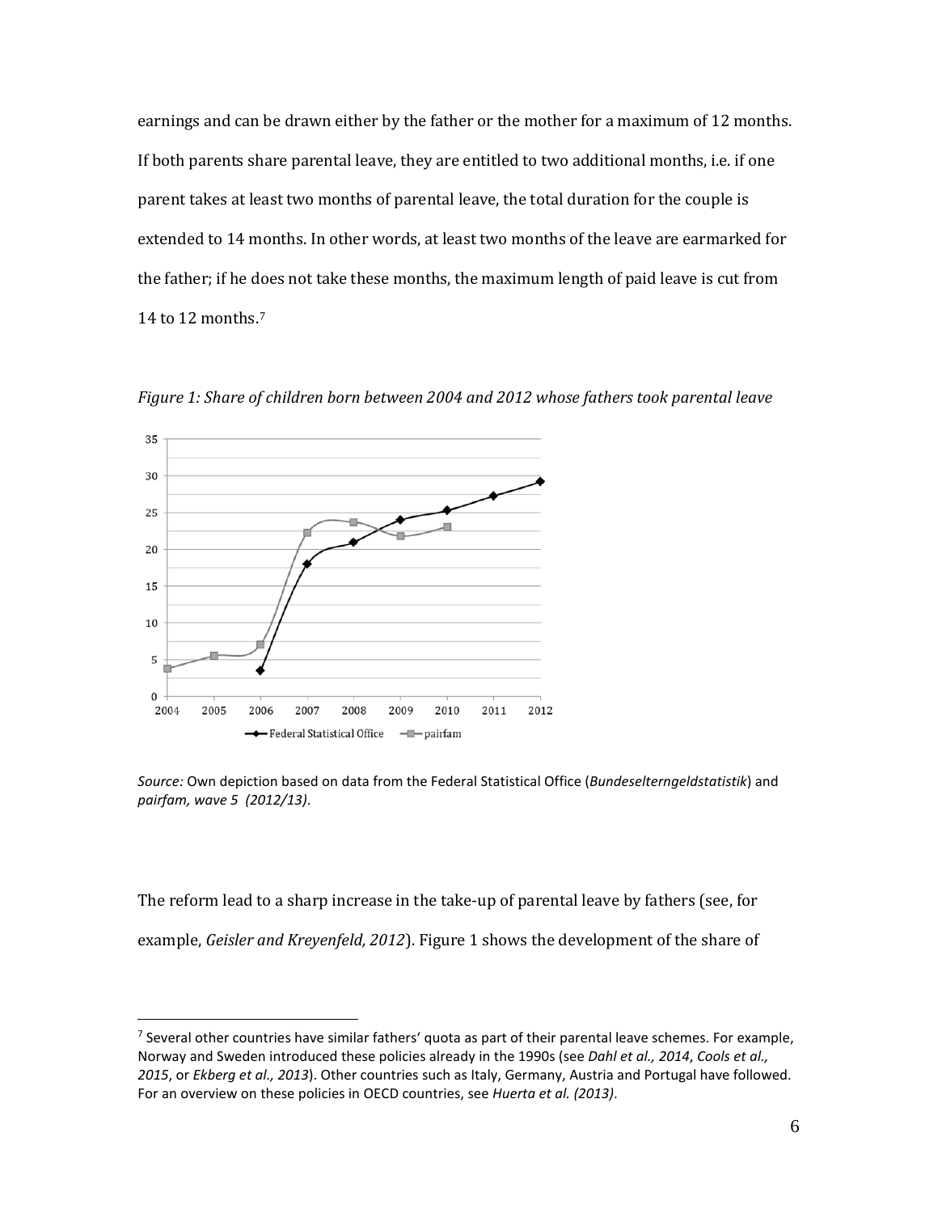earnings and can be drawn either by the father or the mother for a maximum of 12 months. If both parents share parental leave, they are entitled to two additional months, i.e. if one parent takes at least two months of parental leave, the total duration for the couple is extended to 14 months. In other words, at least two months of the leave are earmarked for the father; if he does not take these months, the maximum length of paid leave is cut from 14 to 12 months.[7]

*Figure 1: Share of children born between 2004 and 2012 whose fathers took parental leave*

*Source:* Own depiction based on data from the Federal Statistical Office (*Bundeselterngeldstatistik*) and *pairfam, wave 5 (2012/13)*.

The reform lead to a sharp increase in the take-up of parental leave by fathers (see, for example, *Geisler and Kreyenfeld, 2012*). Figure 1 shows the development of the share of

---

[7] Several other countries have similar fathers' quota as part of their parental leave schemes. For example, Norway and Sweden introduced these policies already in the 1990s (see *Dahl et al., 2014*, *Cools et al., 2015*, or *Ekberg et al., 2013*). Other countries such as Italy, Germany, Austria and Portugal have followed. For an overview on these policies in OECD countries, see *Huerta et al. (2013)*.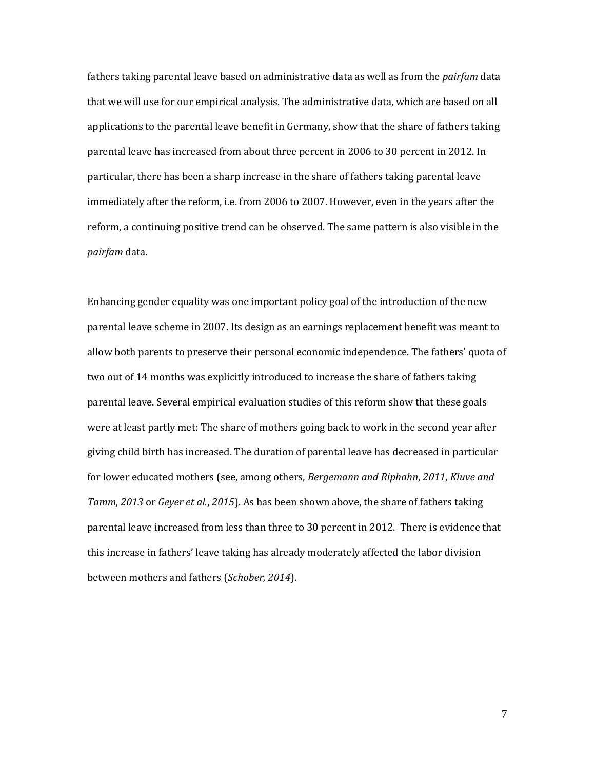fathers taking parental leave based on administrative data as well as from the *pairfam* data that we will use for our empirical analysis. The administrative data, which are based on all applications to the parental leave benefit in Germany, show that the share of fathers taking parental leave has increased from about three percent in 2006 to 30 percent in 2012. In particular, there has been a sharp increase in the share of fathers taking parental leave immediately after the reform, i.e. from 2006 to 2007. However, even in the years after the reform, a continuing positive trend can be observed. The same pattern is also visible in the *pairfam* data.

Enhancing gender equality was one important policy goal of the introduction of the new parental leave scheme in 2007. Its design as an earnings replacement benefit was meant to allow both parents to preserve their personal economic independence. The fathers' quota of two out of 14 months was explicitly introduced to increase the share of fathers taking parental leave. Several empirical evaluation studies of this reform show that these goals were at least partly met: The share of mothers going back to work in the second year after giving child birth has increased. The duration of parental leave has decreased in particular for lower educated mothers (see, among others, *Bergemann and Riphahn, 2011*, *Kluve and Tamm, 2013* or *Geyer et al., 2015*). As has been shown above, the share of fathers taking parental leave increased from less than three to 30 percent in 2012. There is evidence that this increase in fathers' leave taking has already moderately affected the labor division between mothers and fathers (*Schober, 2014*).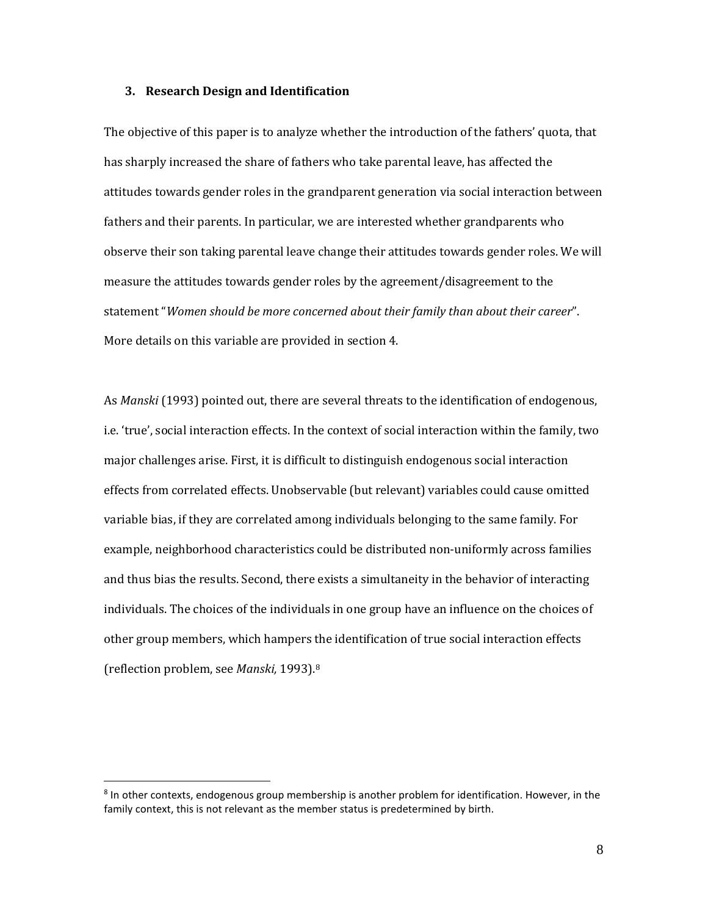## 3. Research Design and Identification

The objective of this paper is to analyze whether the introduction of the fathers' quota, that has sharply increased the share of fathers who take parental leave, has affected the attitudes towards gender roles in the grandparent generation via social interaction between fathers and their parents. In particular, we are interested whether grandparents who observe their son taking parental leave change their attitudes towards gender roles. We will measure the attitudes towards gender roles by the agreement/disagreement to the statement "*Women should be more concerned about their family than about their career*". More details on this variable are provided in section 4.

As *Manski* (1993) pointed out, there are several threats to the identification of endogenous, i.e. 'true', social interaction effects. In the context of social interaction within the family, two major challenges arise. First, it is difficult to distinguish endogenous social interaction effects from correlated effects. Unobservable (but relevant) variables could cause omitted variable bias, if they are correlated among individuals belonging to the same family. For example, neighborhood characteristics could be distributed non-uniformly across families and thus bias the results. Second, there exists a simultaneity in the behavior of interacting individuals. The choices of the individuals in one group have an influence on the choices of other group members, which hampers the identification of true social interaction effects (reflection problem, see *Manski,* 1993).[8]

---

[8] In other contexts, endogenous group membership is another problem for identification. However, in the family context, this is not relevant as the member status is predetermined by birth.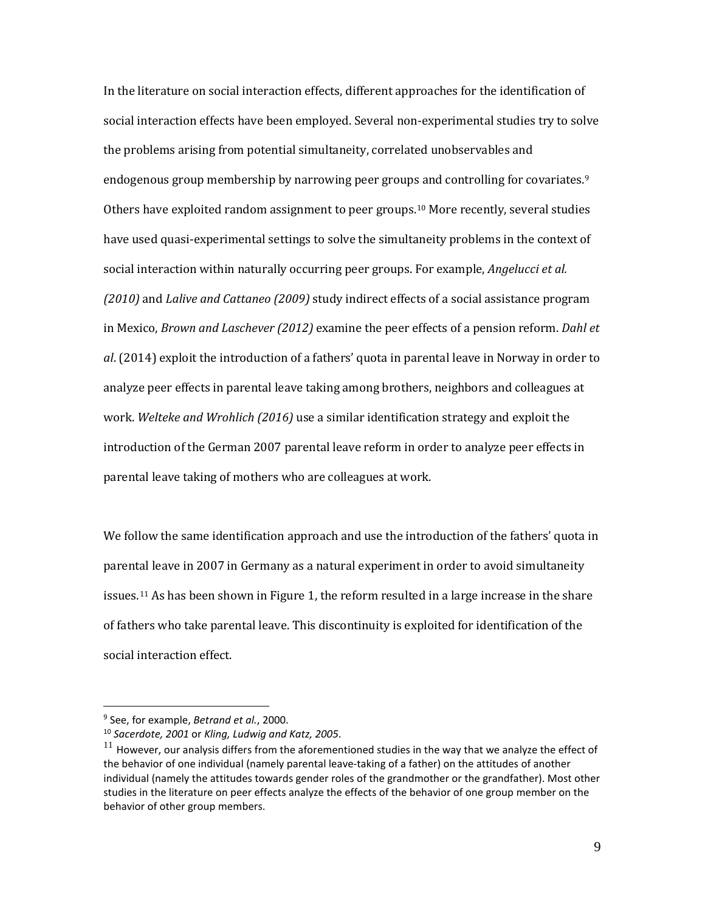In the literature on social interaction effects, different approaches for the identification of social interaction effects have been employed. Several non-experimental studies try to solve the problems arising from potential simultaneity, correlated unobservables and endogenous group membership by narrowing peer groups and controlling for covariates.[9] Others have exploited random assignment to peer groups.[10] More recently, several studies have used quasi-experimental settings to solve the simultaneity problems in the context of social interaction within naturally occurring peer groups. For example, *Angelucci et al. (2010)* and *Lalive and Cattaneo (2009)* study indirect effects of a social assistance program in Mexico, *Brown and Laschever (2012)* examine the peer effects of a pension reform. *Dahl et al*. (2014) exploit the introduction of a fathers' quota in parental leave in Norway in order to analyze peer effects in parental leave taking among brothers, neighbors and colleagues at work. *Welteke and Wrohlich (2016)* use a similar identification strategy and exploit the introduction of the German 2007 parental leave reform in order to analyze peer effects in parental leave taking of mothers who are colleagues at work.

We follow the same identification approach and use the introduction of the fathers' quota in parental leave in 2007 in Germany as a natural experiment in order to avoid simultaneity issues.[11] As has been shown in Figure 1, the reform resulted in a large increase in the share of fathers who take parental leave. This discontinuity is exploited for identification of the social interaction effect.

[9] See, for example, *Betrand et al.*, 2000.

[10] *Sacerdote, 2001* or *Kling, Ludwig and Katz, 2005*.

[11] However, our analysis differs from the aforementioned studies in the way that we analyze the effect of the behavior of one individual (namely parental leave-taking of a father) on the attitudes of another individual (namely the attitudes towards gender roles of the grandmother or the grandfather). Most other studies in the literature on peer effects analyze the effects of the behavior of one group member on the behavior of other group members.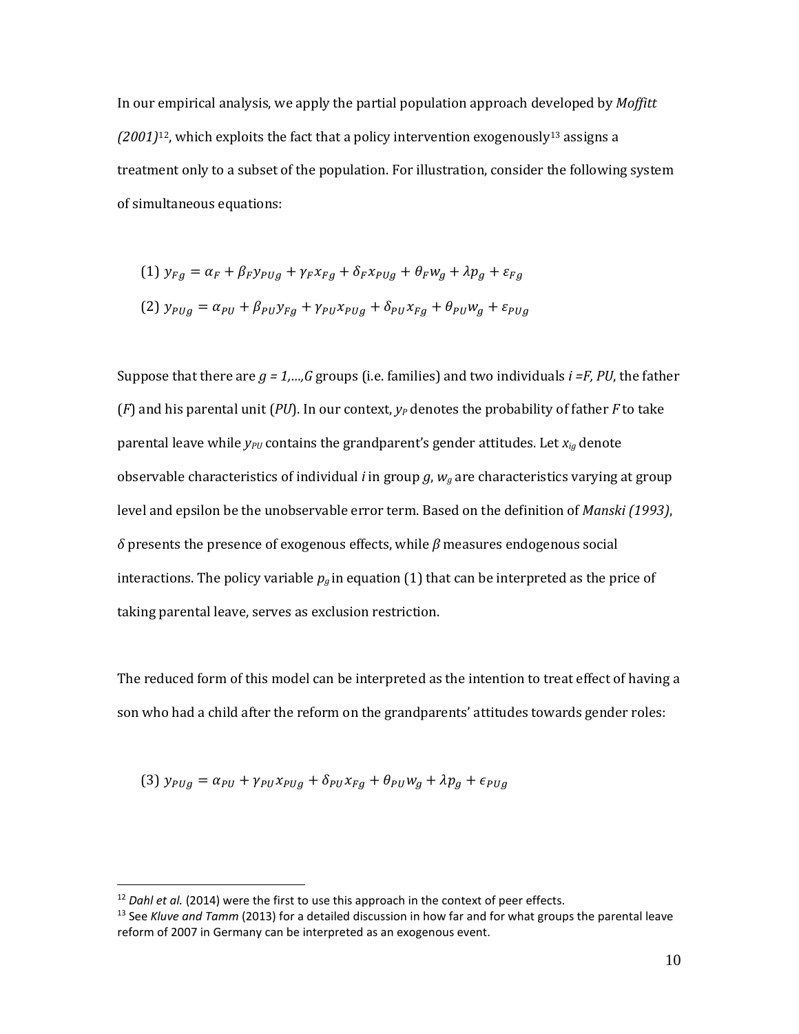In our empirical analysis, we apply the partial population approach developed by *Moffitt (2001)*[12], which exploits the fact that a policy intervention exogenously[13] assigns a treatment only to a subset of the population. For illustration, consider the following system of simultaneous equations:

$$(1)\ y_{Fg} = \alpha_F + \beta_F y_{PUg} + \gamma_F x_{Fg} + \delta_F x_{PUg} + \theta_F w_g + \lambda p_g + \varepsilon_{Fg}$$

$$(2)\ y_{PUg} = \alpha_{PU} + \beta_{PU} y_{Fg} + \gamma_{PU} x_{PUg} + \delta_{PU} x_{Fg} + \theta_{PU} w_g + \varepsilon_{PUg}$$

Suppose that there are $g = 1,\ldots,G$ groups (i.e. families) and two individuals $i = F, PU$, the father ($F$) and his parental unit ($PU$). In our context, $y_P$ denotes the probability of father $F$ to take parental leave while $y_{PU}$ contains the grandparent's gender attitudes. Let $x_{ig}$ denote observable characteristics of individual $i$ in group $g$, $w_g$ are characteristics varying at group level and epsilon be the unobservable error term. Based on the definition of *Manski (1993)*, $\delta$ presents the presence of exogenous effects, while $\beta$ measures endogenous social interactions. The policy variable $p_g$ in equation (1) that can be interpreted as the price of taking parental leave, serves as exclusion restriction.

The reduced form of this model can be interpreted as the intention to treat effect of having a son who had a child after the reform on the grandparents' attitudes towards gender roles:

$$(3)\ y_{PUg} = \alpha_{PU} + \gamma_{PU} x_{PUg} + \delta_{PU} x_{Fg} + \theta_{PU} w_g + \lambda p_g + \epsilon_{PUg}$$

---

[12] *Dahl et al.* (2014) were the first to use this approach in the context of peer effects.

[13] See *Kluve and Tamm* (2013) for a detailed discussion in how far and for what groups the parental leave reform of 2007 in Germany can be interpreted as an exogenous event.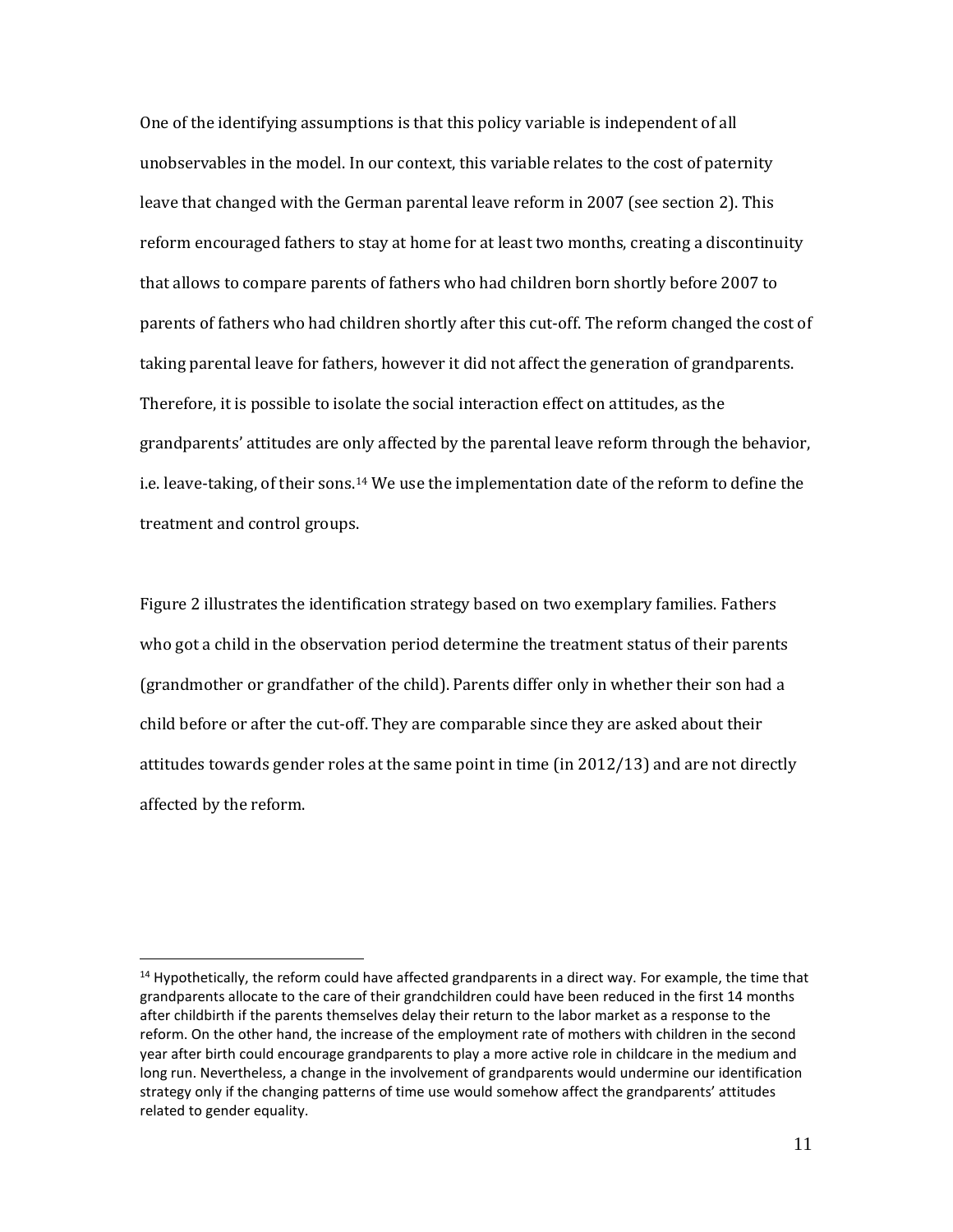One of the identifying assumptions is that this policy variable is independent of all unobservables in the model. In our context, this variable relates to the cost of paternity leave that changed with the German parental leave reform in 2007 (see section 2). This reform encouraged fathers to stay at home for at least two months, creating a discontinuity that allows to compare parents of fathers who had children born shortly before 2007 to parents of fathers who had children shortly after this cut-off. The reform changed the cost of taking parental leave for fathers, however it did not affect the generation of grandparents. Therefore, it is possible to isolate the social interaction effect on attitudes, as the grandparents' attitudes are only affected by the parental leave reform through the behavior, i.e. leave-taking, of their sons.[14] We use the implementation date of the reform to define the treatment and control groups.

Figure 2 illustrates the identification strategy based on two exemplary families. Fathers who got a child in the observation period determine the treatment status of their parents (grandmother or grandfather of the child). Parents differ only in whether their son had a child before or after the cut-off. They are comparable since they are asked about their attitudes towards gender roles at the same point in time (in 2012/13) and are not directly affected by the reform.

---

[14] Hypothetically, the reform could have affected grandparents in a direct way. For example, the time that grandparents allocate to the care of their grandchildren could have been reduced in the first 14 months after childbirth if the parents themselves delay their return to the labor market as a response to the reform. On the other hand, the increase of the employment rate of mothers with children in the second year after birth could encourage grandparents to play a more active role in childcare in the medium and long run. Nevertheless, a change in the involvement of grandparents would undermine our identification strategy only if the changing patterns of time use would somehow affect the grandparents' attitudes related to gender equality.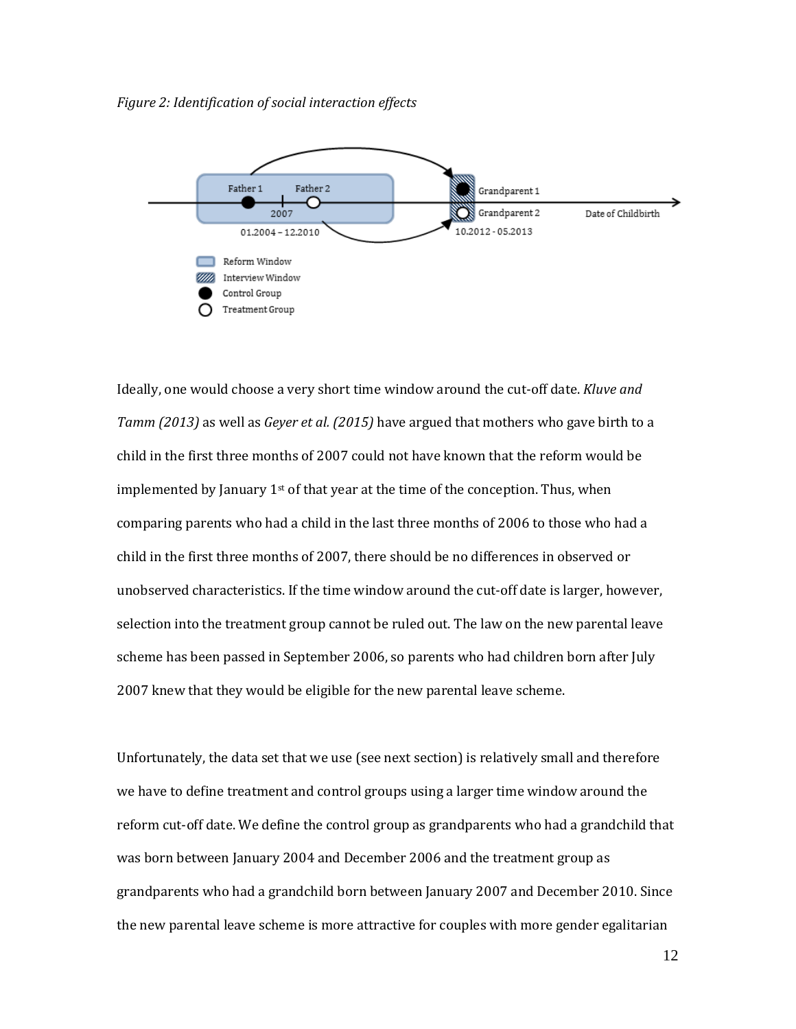*Figure 2: Identification of social interaction effects*

Ideally, one would choose a very short time window around the cut-off date. *Kluve and Tamm (2013)* as well as *Geyer et al. (2015)* have argued that mothers who gave birth to a child in the first three months of 2007 could not have known that the reform would be implemented by January 1st of that year at the time of the conception. Thus, when comparing parents who had a child in the last three months of 2006 to those who had a child in the first three months of 2007, there should be no differences in observed or unobserved characteristics. If the time window around the cut-off date is larger, however, selection into the treatment group cannot be ruled out. The law on the new parental leave scheme has been passed in September 2006, so parents who had children born after July 2007 knew that they would be eligible for the new parental leave scheme.

Unfortunately, the data set that we use (see next section) is relatively small and therefore we have to define treatment and control groups using a larger time window around the reform cut-off date. We define the control group as grandparents who had a grandchild that was born between January 2004 and December 2006 and the treatment group as grandparents who had a grandchild born between January 2007 and December 2010. Since the new parental leave scheme is more attractive for couples with more gender egalitarian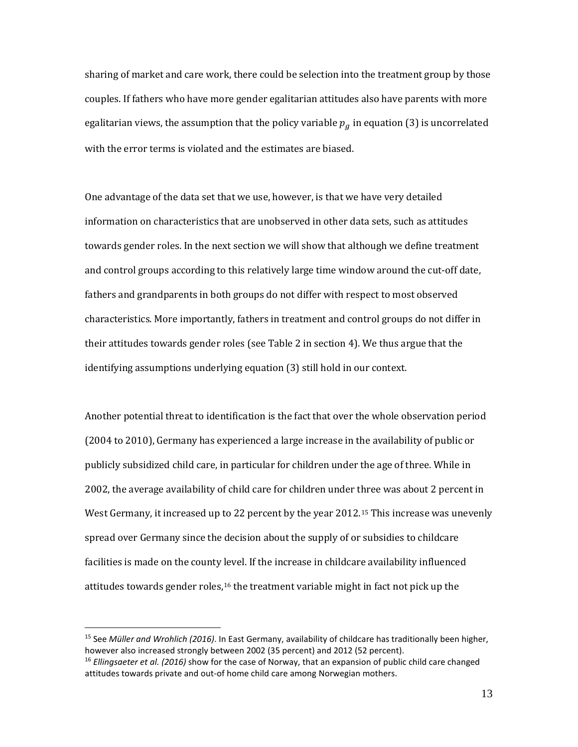sharing of market and care work, there could be selection into the treatment group by those couples. If fathers who have more gender egalitarian attitudes also have parents with more egalitarian views, the assumption that the policy variable $p_g$ in equation (3) is uncorrelated with the error terms is violated and the estimates are biased.

One advantage of the data set that we use, however, is that we have very detailed information on characteristics that are unobserved in other data sets, such as attitudes towards gender roles. In the next section we will show that although we define treatment and control groups according to this relatively large time window around the cut-off date, fathers and grandparents in both groups do not differ with respect to most observed characteristics. More importantly, fathers in treatment and control groups do not differ in their attitudes towards gender roles (see Table 2 in section 4). We thus argue that the identifying assumptions underlying equation (3) still hold in our context.

Another potential threat to identification is the fact that over the whole observation period (2004 to 2010), Germany has experienced a large increase in the availability of public or publicly subsidized child care, in particular for children under the age of three. While in 2002, the average availability of child care for children under three was about 2 percent in West Germany, it increased up to 22 percent by the year 2012.[15] This increase was unevenly spread over Germany since the decision about the supply of or subsidies to childcare facilities is made on the county level. If the increase in childcare availability influenced attitudes towards gender roles,[16] the treatment variable might in fact not pick up the

[15] See *Müller and Wrohlich (2016)*. In East Germany, availability of childcare has traditionally been higher, however also increased strongly between 2002 (35 percent) and 2012 (52 percent).

[16] *Ellingsaeter et al. (2016)* show for the case of Norway, that an expansion of public child care changed attitudes towards private and out-of home child care among Norwegian mothers.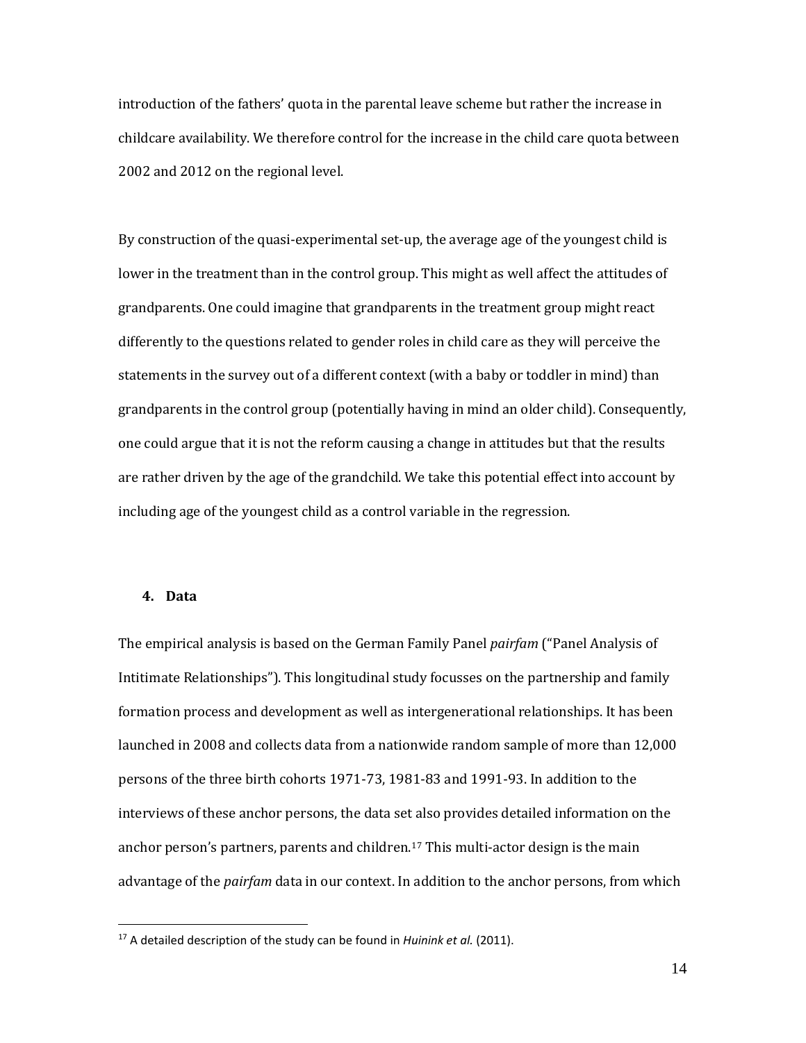introduction of the fathers' quota in the parental leave scheme but rather the increase in childcare availability. We therefore control for the increase in the child care quota between 2002 and 2012 on the regional level.

By construction of the quasi-experimental set-up, the average age of the youngest child is lower in the treatment than in the control group. This might as well affect the attitudes of grandparents. One could imagine that grandparents in the treatment group might react differently to the questions related to gender roles in child care as they will perceive the statements in the survey out of a different context (with a baby or toddler in mind) than grandparents in the control group (potentially having in mind an older child). Consequently, one could argue that it is not the reform causing a change in attitudes but that the results are rather driven by the age of the grandchild. We take this potential effect into account by including age of the youngest child as a control variable in the regression.

## 4. Data

The empirical analysis is based on the German Family Panel *pairfam* ("Panel Analysis of Intitimate Relationships"). This longitudinal study focusses on the partnership and family formation process and development as well as intergenerational relationships. It has been launched in 2008 and collects data from a nationwide random sample of more than 12,000 persons of the three birth cohorts 1971-73, 1981-83 and 1991-93. In addition to the interviews of these anchor persons, the data set also provides detailed information on the anchor person's partners, parents and children.[17] This multi-actor design is the main advantage of the *pairfam* data in our context. In addition to the anchor persons, from which

[17] A detailed description of the study can be found in *Huinink et al.* (2011).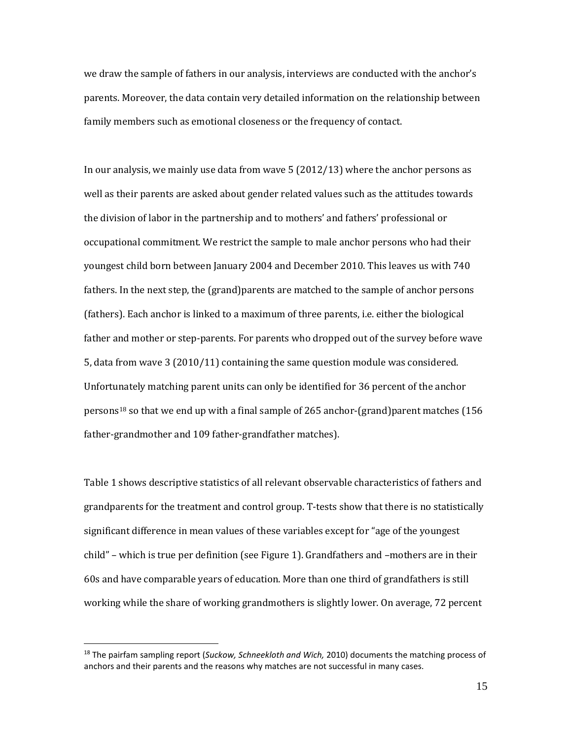we draw the sample of fathers in our analysis, interviews are conducted with the anchor's parents. Moreover, the data contain very detailed information on the relationship between family members such as emotional closeness or the frequency of contact.

In our analysis, we mainly use data from wave 5 (2012/13) where the anchor persons as well as their parents are asked about gender related values such as the attitudes towards the division of labor in the partnership and to mothers' and fathers' professional or occupational commitment. We restrict the sample to male anchor persons who had their youngest child born between January 2004 and December 2010. This leaves us with 740 fathers. In the next step, the (grand)parents are matched to the sample of anchor persons (fathers). Each anchor is linked to a maximum of three parents, i.e. either the biological father and mother or step-parents. For parents who dropped out of the survey before wave 5, data from wave 3 (2010/11) containing the same question module was considered. Unfortunately matching parent units can only be identified for 36 percent of the anchor persons[18] so that we end up with a final sample of 265 anchor-(grand)parent matches (156 father-grandmother and 109 father-grandfather matches).

Table 1 shows descriptive statistics of all relevant observable characteristics of fathers and grandparents for the treatment and control group. T-tests show that there is no statistically significant difference in mean values of these variables except for "age of the youngest child" – which is true per definition (see Figure 1). Grandfathers and –mothers are in their 60s and have comparable years of education. More than one third of grandfathers is still working while the share of working grandmothers is slightly lower. On average, 72 percent

[18] The pairfam sampling report (*Suckow, Schneekloth and Wich,* 2010) documents the matching process of anchors and their parents and the reasons why matches are not successful in many cases.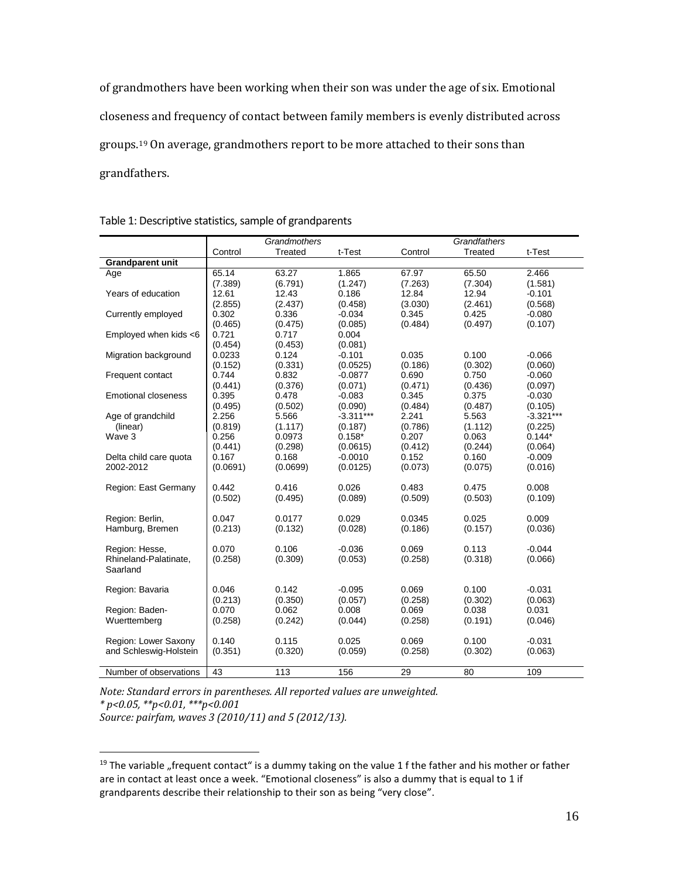of grandmothers have been working when their son was under the age of six. Emotional closeness and frequency of contact between family members is evenly distributed across groups.[19] On average, grandmothers report to be more attached to their sons than grandfathers.

Table 1: Descriptive statistics, sample of grandparents

| | *Grandmothers* | | | *Grandfathers* | | |
|---|---|---|---|---|---|---|
| | Control | Treated | t-Test | Control | Treated | t-Test |
| **Grandparent unit** | | | | | | |
| Age | 65.14 | 63.27 | 1.865 | 67.97 | 65.50 | 2.466 |
| | (7.389) | (6.791) | (1.247) | (7.263) | (7.304) | (1.581) |
| Years of education | 12.61 | 12.43 | 0.186 | 12.84 | 12.94 | -0.101 |
| | (2.855) | (2.437) | (0.458) | (3.030) | (2.461) | (0.568) |
| Currently employed | 0.302 | 0.336 | -0.034 | 0.345 | 0.425 | -0.080 |
| | (0.465) | (0.475) | (0.085) | (0.484) | (0.497) | (0.107) |
| Employed when kids <6 | 0.721 | 0.717 | 0.004 | | | |
| | (0.454) | (0.453) | (0.081) | | | |
| Migration background | 0.0233 | 0.124 | -0.101 | 0.035 | 0.100 | -0.066 |
| | (0.152) | (0.331) | (0.0525) | (0.186) | (0.302) | (0.060) |
| Frequent contact | 0.744 | 0.832 | -0.0877 | 0.690 | 0.750 | -0.060 |
| | (0.441) | (0.376) | (0.071) | (0.471) | (0.436) | (0.097) |
| Emotional closeness | 0.395 | 0.478 | -0.083 | 0.345 | 0.375 | -0.030 |
| | (0.495) | (0.502) | (0.090) | (0.484) | (0.487) | (0.105) |
| Age of grandchild | 2.256 | 5.566 | -3.311*** | 2.241 | 5.563 | -3.321*** |
| (linear) | (0.819) | (1.117) | (0.187) | (0.786) | (1.112) | (0.225) |
| Wave 3 | 0.256 | 0.0973 | 0.158* | 0.207 | 0.063 | 0.144* |
| | (0.441) | (0.298) | (0.0615) | (0.412) | (0.244) | (0.064) |
| Delta child care quota | 0.167 | 0.168 | -0.0010 | 0.152 | 0.160 | -0.009 |
| 2002-2012 | (0.0691) | (0.0699) | (0.0125) | (0.073) | (0.075) | (0.016) |
| Region: East Germany | 0.442 | 0.416 | 0.026 | 0.483 | 0.475 | 0.008 |
| | (0.502) | (0.495) | (0.089) | (0.509) | (0.503) | (0.109) |
| Region: Berlin, | 0.047 | 0.0177 | 0.029 | 0.0345 | 0.025 | 0.009 |
| Hamburg, Bremen | (0.213) | (0.132) | (0.028) | (0.186) | (0.157) | (0.036) |
| Region: Hesse, | 0.070 | 0.106 | -0.036 | 0.069 | 0.113 | -0.044 |
| Rhineland-Palatinate, Saarland | (0.258) | (0.309) | (0.053) | (0.258) | (0.318) | (0.066) |
| Region: Bavaria | 0.046 | 0.142 | -0.095 | 0.069 | 0.100 | -0.031 |
| | (0.213) | (0.350) | (0.057) | (0.258) | (0.302) | (0.063) |
| Region: Baden- | 0.070 | 0.062 | 0.008 | 0.069 | 0.038 | 0.031 |
| Wuerttemberg | (0.258) | (0.242) | (0.044) | (0.258) | (0.191) | (0.046) |
| Region: Lower Saxony | 0.140 | 0.115 | 0.025 | 0.069 | 0.100 | -0.031 |
| and Schleswig-Holstein | (0.351) | (0.320) | (0.059) | (0.258) | (0.302) | (0.063) |
| Number of observations | 43 | 113 | 156 | 29 | 80 | 109 |

*Note: Standard errors in parentheses. All reported values are unweighted.*
*\* p<0.05, \*\*p<0.01, \*\*\*p<0.001*
*Source: pairfam, waves 3 (2010/11) and 5 (2012/13).*

[19] The variable „frequent contact" is a dummy taking on the value 1 f the father and his mother or father are in contact at least once a week. "Emotional closeness" is also a dummy that is equal to 1 if grandparents describe their relationship to their son as being "very close".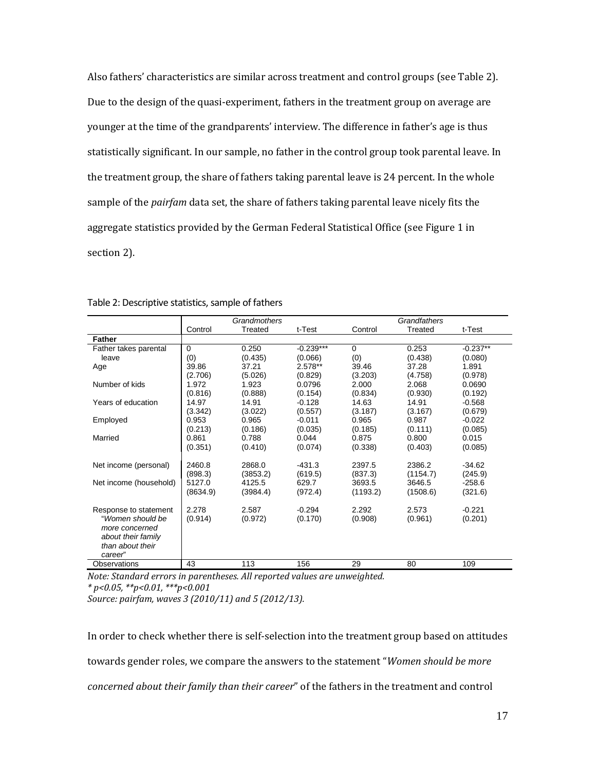Also fathers' characteristics are similar across treatment and control groups (see Table 2). Due to the design of the quasi-experiment, fathers in the treatment group on average are younger at the time of the grandparents' interview. The difference in father's age is thus statistically significant. In our sample, no father in the control group took parental leave. In the treatment group, the share of fathers taking parental leave is 24 percent. In the whole sample of the *pairfam* data set, the share of fathers taking parental leave nicely fits the aggregate statistics provided by the German Federal Statistical Office (see Figure 1 in section 2).

Table 2: Descriptive statistics, sample of fathers

| | *Grandmothers* | | | *Grandfathers* | | |
|---|---|---|---|---|---|---|
| | Control | Treated | t-Test | Control | Treated | t-Test |
| **Father** | | | | | | |
| Father takes parental leave | 0 | 0.250 | -0.239*** | 0 | 0.253 | -0.237** |
| | (0) | (0.435) | (0.066) | (0) | (0.438) | (0.080) |
| Age | 39.86 | 37.21 | 2.578** | 39.46 | 37.28 | 1.891 |
| | (2.706) | (5.026) | (0.829) | (3.203) | (4.758) | (0.978) |
| Number of kids | 1.972 | 1.923 | 0.0796 | 2.000 | 2.068 | 0.0690 |
| | (0.816) | (0.888) | (0.154) | (0.834) | (0.930) | (0.192) |
| Years of education | 14.97 | 14.91 | -0.128 | 14.63 | 14.91 | -0.568 |
| | (3.342) | (3.022) | (0.557) | (3.187) | (3.167) | (0.679) |
| Employed | 0.953 | 0.965 | -0.011 | 0.965 | 0.987 | -0.022 |
| | (0.213) | (0.186) | (0.035) | (0.185) | (0.111) | (0.085) |
| Married | 0.861 | 0.788 | 0.044 | 0.875 | 0.800 | 0.015 |
| | (0.351) | (0.410) | (0.074) | (0.338) | (0.403) | (0.085) |
| Net income (personal) | 2460.8 | 2868.0 | -431.3 | 2397.5 | 2386.2 | -34.62 |
| | (898.3) | (3853.2) | (619.5) | (837.3) | (1154.7) | (245.9) |
| Net income (household) | 5127.0 | 4125.5 | 629.7 | 3693.5 | 3646.5 | -258.6 |
| | (8634.9) | (3984.4) | (972.4) | (1193.2) | (1508.6) | (321.6) |
| Response to statement "*Women should be more concerned about their family than about their career*" | 2.278 | 2.587 | -0.294 | 2.292 | 2.573 | -0.221 |
| | (0.914) | (0.972) | (0.170) | (0.908) | (0.961) | (0.201) |
| Observations | 43 | 113 | 156 | 29 | 80 | 109 |

*Note: Standard errors in parentheses. All reported values are unweighted.*
*\* p<0.05, \*\*p<0.01, \*\*\*p<0.001*
*Source: pairfam, waves 3 (2010/11) and 5 (2012/13).*

In order to check whether there is self-selection into the treatment group based on attitudes towards gender roles, we compare the answers to the statement "*Women should be more concerned about their family than their career*" of the fathers in the treatment and control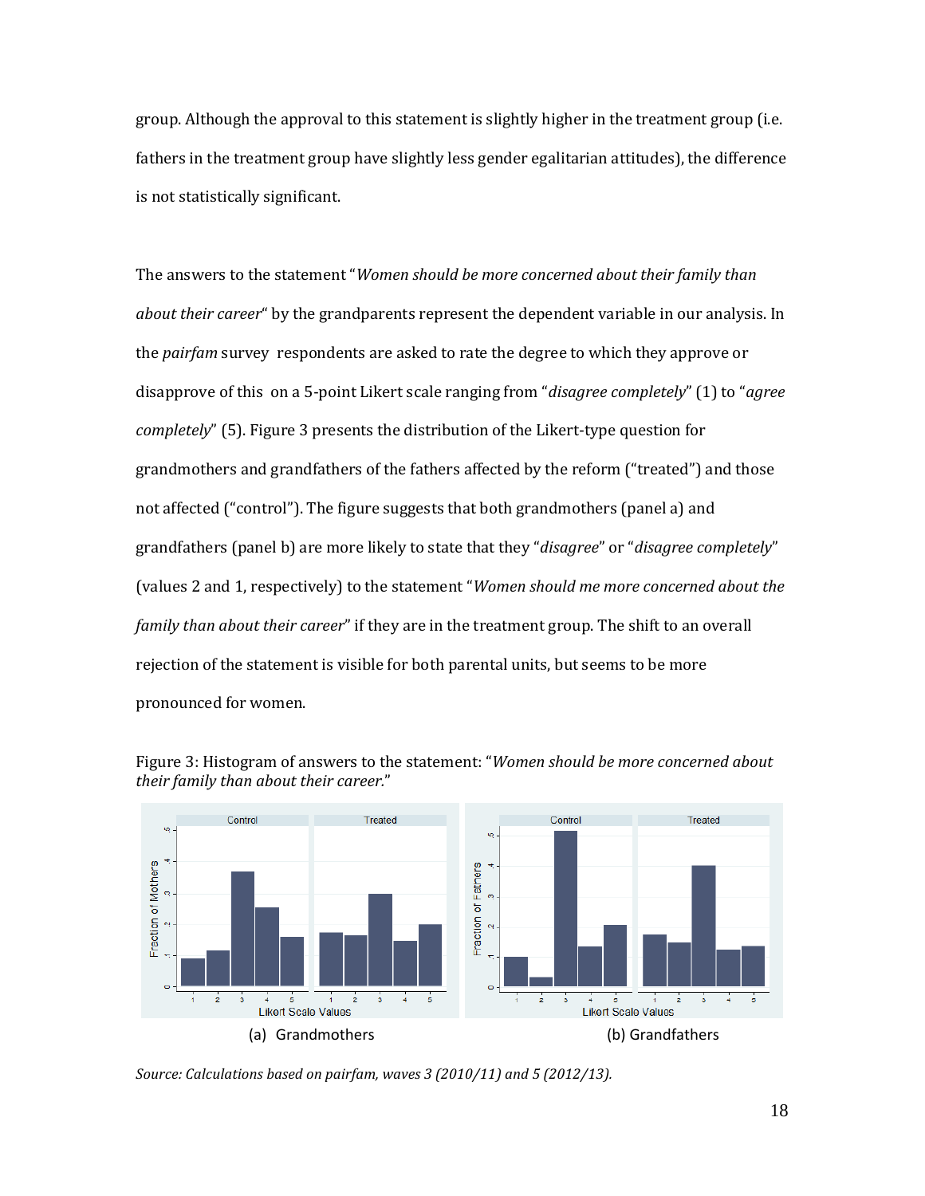group. Although the approval to this statement is slightly higher in the treatment group (i.e. fathers in the treatment group have slightly less gender egalitarian attitudes), the difference is not statistically significant.

The answers to the statement "*Women should be more concerned about their family than about their career*" by the grandparents represent the dependent variable in our analysis. In the *pairfam* survey respondents are asked to rate the degree to which they approve or disapprove of this on a 5-point Likert scale ranging from "*disagree completely*" (1) to "*agree completely*" (5). Figure 3 presents the distribution of the Likert-type question for grandmothers and grandfathers of the fathers affected by the reform ("treated") and those not affected ("control"). The figure suggests that both grandmothers (panel a) and grandfathers (panel b) are more likely to state that they "*disagree*" or "*disagree completely*" (values 2 and 1, respectively) to the statement "*Women should me more concerned about the family than about their career*" if they are in the treatment group. The shift to an overall rejection of the statement is visible for both parental units, but seems to be more pronounced for women.

Figure 3: Histogram of answers to the statement: "*Women should be more concerned about their family than about their career.*"

(a) Grandmothers

(b) Grandfathers

*Source: Calculations based on pairfam, waves 3 (2010/11) and 5 (2012/13).*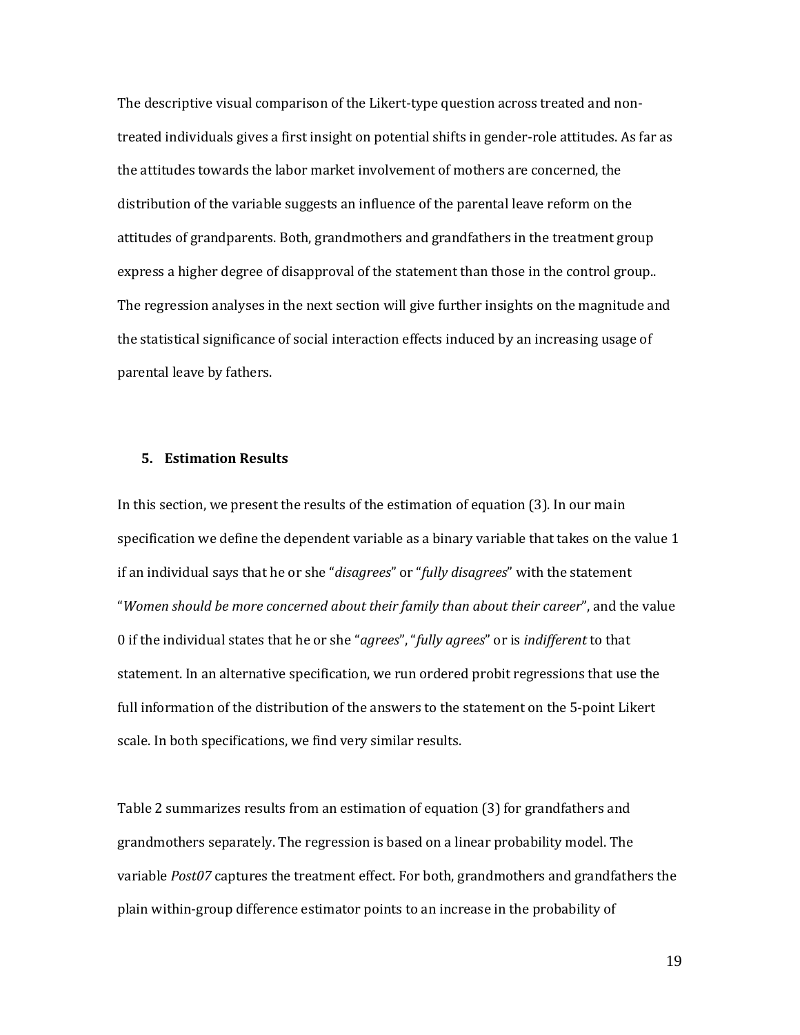The descriptive visual comparison of the Likert-type question across treated and non-treated individuals gives a first insight on potential shifts in gender-role attitudes. As far as the attitudes towards the labor market involvement of mothers are concerned, the distribution of the variable suggests an influence of the parental leave reform on the attitudes of grandparents. Both, grandmothers and grandfathers in the treatment group express a higher degree of disapproval of the statement than those in the control group.. The regression analyses in the next section will give further insights on the magnitude and the statistical significance of social interaction effects induced by an increasing usage of parental leave by fathers.

## 5. Estimation Results

In this section, we present the results of the estimation of equation (3). In our main specification we define the dependent variable as a binary variable that takes on the value 1 if an individual says that he or she "*disagrees*" or "*fully disagrees*" with the statement "*Women should be more concerned about their family than about their career*", and the value 0 if the individual states that he or she "*agrees*", "*fully agrees*" or is *indifferent* to that statement. In an alternative specification, we run ordered probit regressions that use the full information of the distribution of the answers to the statement on the 5-point Likert scale. In both specifications, we find very similar results.

Table 2 summarizes results from an estimation of equation (3) for grandfathers and grandmothers separately. The regression is based on a linear probability model. The variable *Post07* captures the treatment effect. For both, grandmothers and grandfathers the plain within-group difference estimator points to an increase in the probability of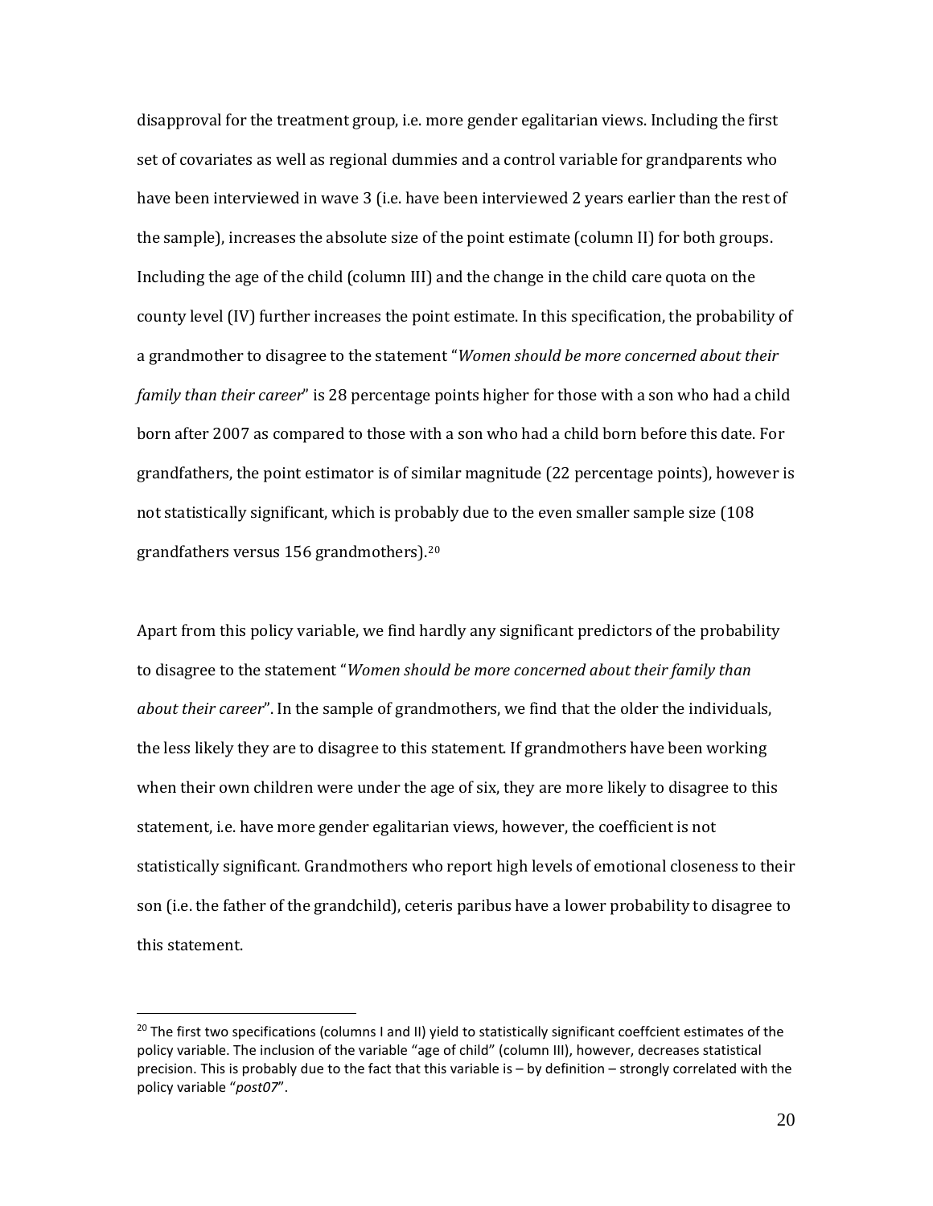disapproval for the treatment group, i.e. more gender egalitarian views. Including the first set of covariates as well as regional dummies and a control variable for grandparents who have been interviewed in wave 3 (i.e. have been interviewed 2 years earlier than the rest of the sample), increases the absolute size of the point estimate (column II) for both groups. Including the age of the child (column III) and the change in the child care quota on the county level (IV) further increases the point estimate. In this specification, the probability of a grandmother to disagree to the statement "*Women should be more concerned about their family than their career*" is 28 percentage points higher for those with a son who had a child born after 2007 as compared to those with a son who had a child born before this date. For grandfathers, the point estimator is of similar magnitude (22 percentage points), however is not statistically significant, which is probably due to the even smaller sample size (108 grandfathers versus 156 grandmothers).[20]

Apart from this policy variable, we find hardly any significant predictors of the probability to disagree to the statement "*Women should be more concerned about their family than about their career*". In the sample of grandmothers, we find that the older the individuals, the less likely they are to disagree to this statement. If grandmothers have been working when their own children were under the age of six, they are more likely to disagree to this statement, i.e. have more gender egalitarian views, however, the coefficient is not statistically significant. Grandmothers who report high levels of emotional closeness to their son (i.e. the father of the grandchild), ceteris paribus have a lower probability to disagree to this statement.

[20] The first two specifications (columns I and II) yield to statistically significant coeffcient estimates of the policy variable. The inclusion of the variable "age of child" (column III), however, decreases statistical precision. This is probably due to the fact that this variable is – by definition – strongly correlated with the policy variable "*post07*".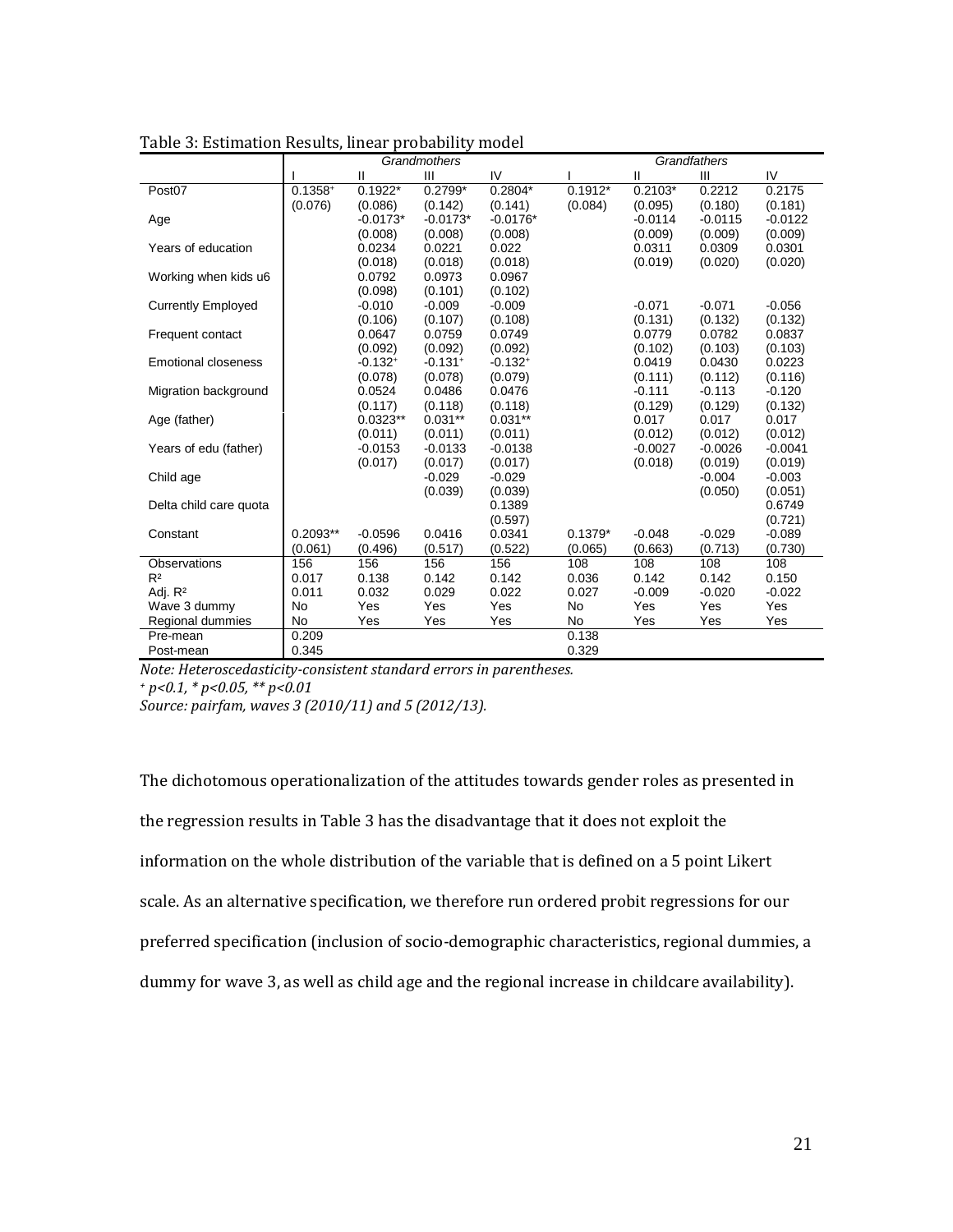Table 3: Estimation Results, linear probability model

| | Grandmothers | | | | Grandfathers | | | |
|---|---|---|---|---|---|---|---|---|
| | I | II | III | IV | I | II | III | IV |
| Post07 | 0.1358⁺ | 0.1922* | 0.2799* | 0.2804* | 0.1912* | 0.2103* | 0.2212 | 0.2175 |
| | (0.076) | (0.086) | (0.142) | (0.141) | (0.084) | (0.095) | (0.180) | (0.181) |
| Age | | -0.0173* | -0.0173* | -0.0176* | | -0.0114 | -0.0115 | -0.0122 |
| | | (0.008) | (0.008) | (0.008) | | (0.009) | (0.009) | (0.009) |
| Years of education | | 0.0234 | 0.0221 | 0.022 | | 0.0311 | 0.0309 | 0.0301 |
| | | (0.018) | (0.018) | (0.018) | | (0.019) | (0.020) | (0.020) |
| Working when kids u6 | | 0.0792 | 0.0973 | 0.0967 | | | | |
| | | (0.098) | (0.101) | (0.102) | | | | |
| Currently Employed | | -0.010 | -0.009 | -0.009 | | -0.071 | -0.071 | -0.056 |
| | | (0.106) | (0.107) | (0.108) | | (0.131) | (0.132) | (0.132) |
| Frequent contact | | 0.0647 | 0.0759 | 0.0749 | | 0.0779 | 0.0782 | 0.0837 |
| | | (0.092) | (0.092) | (0.092) | | (0.102) | (0.103) | (0.103) |
| Emotional closeness | | -0.132⁺ | -0.131⁺ | -0.132⁺ | | 0.0419 | 0.0430 | 0.0223 |
| | | (0.078) | (0.078) | (0.079) | | (0.111) | (0.112) | (0.116) |
| Migration background | | 0.0524 | 0.0486 | 0.0476 | | -0.111 | -0.113 | -0.120 |
| | | (0.117) | (0.118) | (0.118) | | (0.129) | (0.129) | (0.132) |
| Age (father) | | 0.0323** | 0.031** | 0.031** | | 0.017 | 0.017 | 0.017 |
| | | (0.011) | (0.011) | (0.011) | | (0.012) | (0.012) | (0.012) |
| Years of edu (father) | | -0.0153 | -0.0133 | -0.0138 | | -0.0027 | -0.0026 | -0.0041 |
| | | (0.017) | (0.017) | (0.017) | | (0.018) | (0.019) | (0.019) |
| Child age | | | -0.029 | -0.029 | | | -0.004 | -0.003 |
| | | | (0.039) | (0.039) | | | (0.050) | (0.051) |
| Delta child care quota | | | | 0.1389 | | | | 0.6749 |
| | | | | (0.597) | | | | (0.721) |
| Constant | 0.2093** | -0.0596 | 0.0416 | 0.0341 | 0.1379* | -0.048 | -0.029 | -0.089 |
| | (0.061) | (0.496) | (0.517) | (0.522) | (0.065) | (0.663) | (0.713) | (0.730) |
| Observations | 156 | 156 | 156 | 156 | 108 | 108 | 108 | 108 |
| $R^2$ | 0.017 | 0.138 | 0.142 | 0.142 | 0.036 | 0.142 | 0.142 | 0.150 |
| Adj. $R^2$ | 0.011 | 0.032 | 0.029 | 0.022 | 0.027 | -0.009 | -0.020 | -0.022 |
| Wave 3 dummy | No | Yes | Yes | Yes | No | Yes | Yes | Yes |
| Regional dummies | No | Yes | Yes | Yes | No | Yes | Yes | Yes |
| Pre-mean | 0.209 | | | | 0.138 | | | |
| Post-mean | 0.345 | | | | 0.329 | | | |

*Note: Heteroscedasticity-consistent standard errors in parentheses.*

*⁺ $p<0.1$, * $p<0.05$, ** $p<0.01$*

*Source: pairfam, waves 3 (2010/11) and 5 (2012/13).*

The dichotomous operationalization of the attitudes towards gender roles as presented in the regression results in Table 3 has the disadvantage that it does not exploit the information on the whole distribution of the variable that is defined on a 5 point Likert scale. As an alternative specification, we therefore run ordered probit regressions for our preferred specification (inclusion of socio-demographic characteristics, regional dummies, a dummy for wave 3, as well as child age and the regional increase in childcare availability).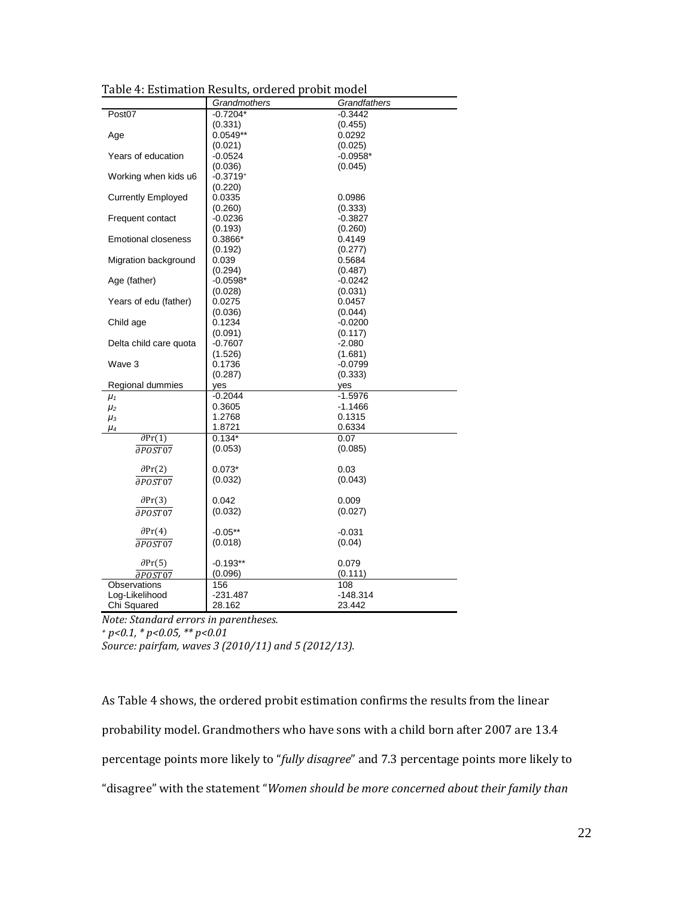Table 4: Estimation Results, ordered probit model

| | *Grandmothers* | *Grandfathers* |
|---|---|---|
| Post07 | -0.7204* | -0.3442 |
| | (0.331) | (0.455) |
| Age | 0.0549** | 0.0292 |
| | (0.021) | (0.025) |
| Years of education | -0.0524 | -0.0958* |
| | (0.036) | (0.045) |
| Working when kids u6 | -0.3719⁺ | |
| | (0.220) | |
| Currently Employed | 0.0335 | 0.0986 |
| | (0.260) | (0.333) |
| Frequent contact | -0.0236 | -0.3827 |
| | (0.193) | (0.260) |
| Emotional closeness | 0.3866* | 0.4149 |
| | (0.192) | (0.277) |
| Migration background | 0.039 | 0.5684 |
| | (0.294) | (0.487) |
| Age (father) | -0.0598* | -0.0242 |
| | (0.028) | (0.031) |
| Years of edu (father) | 0.0275 | 0.0457 |
| | (0.036) | (0.044) |
| Child age | 0.1234 | -0.0200 |
| | (0.091) | (0.117) |
| Delta child care quota | -0.7607 | -2.080 |
| | (1.526) | (1.681) |
| Wave 3 | 0.1736 | -0.0799 |
| | (0.287) | (0.333) |
| Regional dummies | yes | yes |
| $\mu_1$ | -0.2044 | -1.5976 |
| $\mu_2$ | 0.3605 | -1.1466 |
| $\mu_3$ | 1.2768 | 0.1315 |
| $\mu_4$ | 1.8721 | 0.6334 |
| $\frac{\partial \Pr(1)}{\partial POST07}$ | 0.134* | 0.07 |
| | (0.053) | (0.085) |
| $\frac{\partial \Pr(2)}{\partial POST07}$ | 0.073* | 0.03 |
| | (0.032) | (0.043) |
| $\frac{\partial \Pr(3)}{\partial POST07}$ | 0.042 | 0.009 |
| | (0.032) | (0.027) |
| $\frac{\partial \Pr(4)}{\partial POST07}$ | -0.05** | -0.031 |
| | (0.018) | (0.04) |
| $\frac{\partial \Pr(5)}{\partial POST07}$ | -0.193** | 0.079 |
| | (0.096) | (0.111) |
| Observations | 156 | 108 |
| Log-Likelihood | -231.487 | -148.314 |
| Chi Squared | 28.162 | 23.442 |

*Note: Standard errors in parentheses.*

*⁺ p<0.1, * p<0.05, ** p<0.01*

*Source: pairfam, waves 3 (2010/11) and 5 (2012/13).*

As Table 4 shows, the ordered probit estimation confirms the results from the linear probability model. Grandmothers who have sons with a child born after 2007 are 13.4 percentage points more likely to "*fully disagree*" and 7.3 percentage points more likely to "disagree" with the statement "*Women should be more concerned about their family than*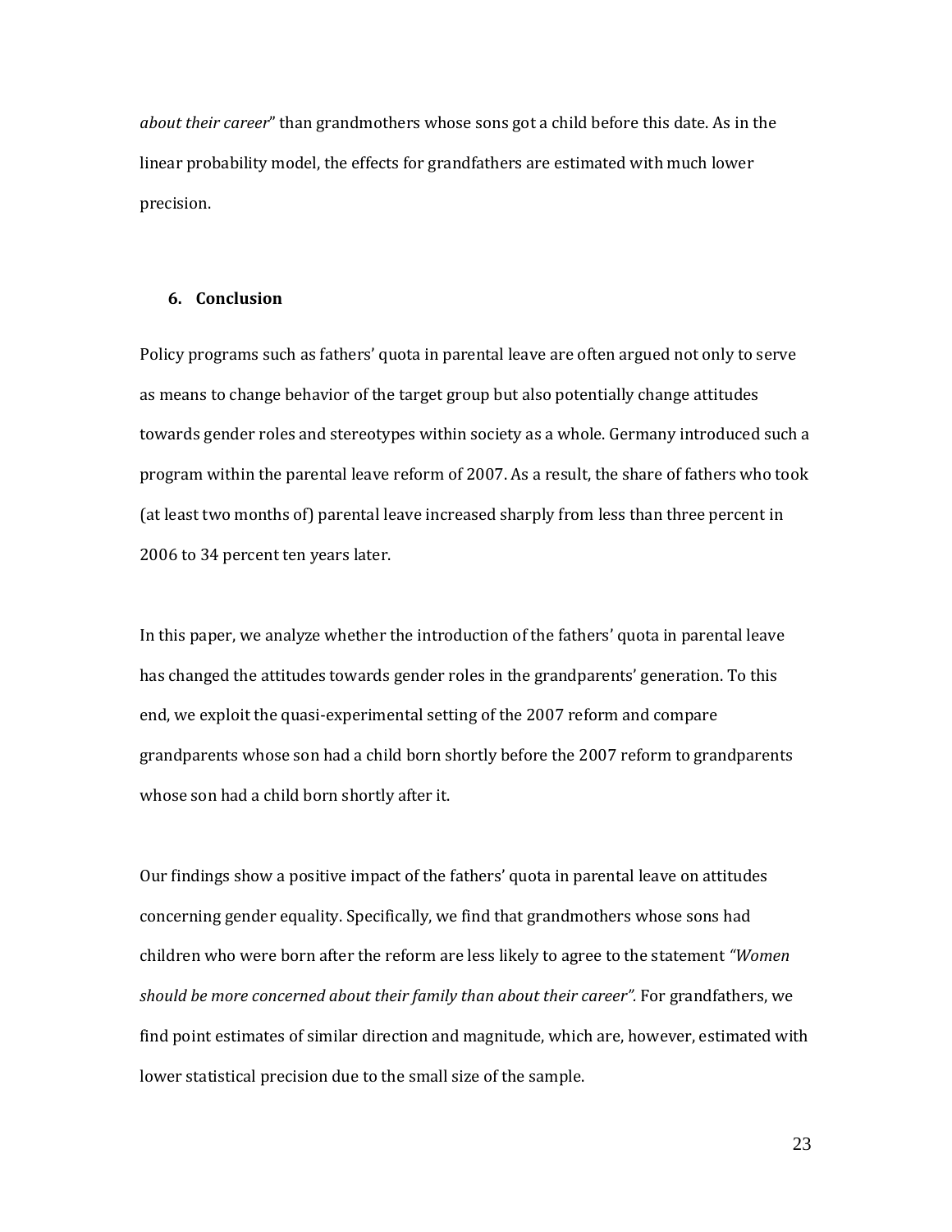*about their career*" than grandmothers whose sons got a child before this date. As in the linear probability model, the effects for grandfathers are estimated with much lower precision.

## 6. Conclusion

Policy programs such as fathers' quota in parental leave are often argued not only to serve as means to change behavior of the target group but also potentially change attitudes towards gender roles and stereotypes within society as a whole. Germany introduced such a program within the parental leave reform of 2007. As a result, the share of fathers who took (at least two months of) parental leave increased sharply from less than three percent in 2006 to 34 percent ten years later.

In this paper, we analyze whether the introduction of the fathers' quota in parental leave has changed the attitudes towards gender roles in the grandparents' generation. To this end, we exploit the quasi-experimental setting of the 2007 reform and compare grandparents whose son had a child born shortly before the 2007 reform to grandparents whose son had a child born shortly after it.

Our findings show a positive impact of the fathers' quota in parental leave on attitudes concerning gender equality. Specifically, we find that grandmothers whose sons had children who were born after the reform are less likely to agree to the statement *"Women should be more concerned about their family than about their career".* For grandfathers, we find point estimates of similar direction and magnitude, which are, however, estimated with lower statistical precision due to the small size of the sample.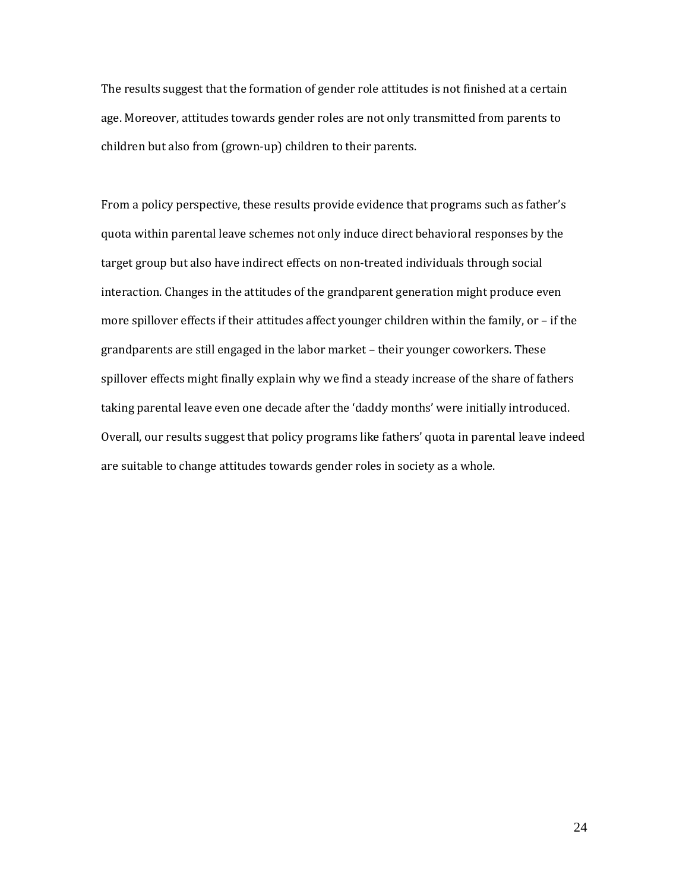The results suggest that the formation of gender role attitudes is not finished at a certain age. Moreover, attitudes towards gender roles are not only transmitted from parents to children but also from (grown-up) children to their parents.

From a policy perspective, these results provide evidence that programs such as father's quota within parental leave schemes not only induce direct behavioral responses by the target group but also have indirect effects on non-treated individuals through social interaction. Changes in the attitudes of the grandparent generation might produce even more spillover effects if their attitudes affect younger children within the family, or – if the grandparents are still engaged in the labor market – their younger coworkers. These spillover effects might finally explain why we find a steady increase of the share of fathers taking parental leave even one decade after the 'daddy months' were initially introduced. Overall, our results suggest that policy programs like fathers' quota in parental leave indeed are suitable to change attitudes towards gender roles in society as a whole.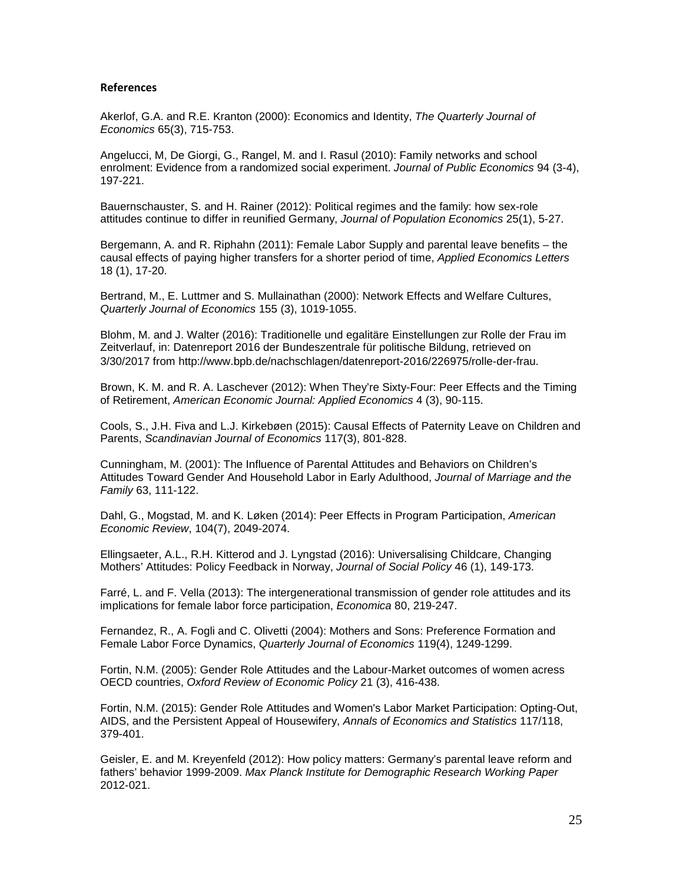**References**

Akerlof, G.A. and R.E. Kranton (2000): Economics and Identity, *The Quarterly Journal of Economics* 65(3), 715-753.

Angelucci, M, De Giorgi, G., Rangel, M. and I. Rasul (2010): Family networks and school enrolment: Evidence from a randomized social experiment. *Journal of Public Economics* 94 (3-4), 197-221.

Bauernschauster, S. and H. Rainer (2012): Political regimes and the family: how sex-role attitudes continue to differ in reunified Germany, *Journal of Population Economics* 25(1), 5-27.

Bergemann, A. and R. Riphahn (2011): Female Labor Supply and parental leave benefits – the causal effects of paying higher transfers for a shorter period of time, *Applied Economics Letters* 18 (1), 17-20.

Bertrand, M., E. Luttmer and S. Mullainathan (2000): Network Effects and Welfare Cultures, *Quarterly Journal of Economics* 155 (3), 1019-1055.

Blohm, M. and J. Walter (2016): Traditionelle und egalitäre Einstellungen zur Rolle der Frau im Zeitverlauf, in: Datenreport 2016 der Bundeszentrale für politische Bildung, retrieved on 3/30/2017 from http://www.bpb.de/nachschlagen/datenreport-2016/226975/rolle-der-frau.

Brown, K. M. and R. A. Laschever (2012): When They're Sixty-Four: Peer Effects and the Timing of Retirement, *American Economic Journal: Applied Economics* 4 (3), 90-115.

Cools, S., J.H. Fiva and L.J. Kirkebøen (2015): Causal Effects of Paternity Leave on Children and Parents, *Scandinavian Journal of Economics* 117(3), 801-828.

Cunningham, M. (2001): The Influence of Parental Attitudes and Behaviors on Children's Attitudes Toward Gender And Household Labor in Early Adulthood, *Journal of Marriage and the Family* 63, 111-122.

Dahl, G., Mogstad, M. and K. Løken (2014): Peer Effects in Program Participation, *American Economic Review*, 104(7), 2049-2074.

Ellingsaeter, A.L., R.H. Kitterod and J. Lyngstad (2016): Universalising Childcare, Changing Mothers' Attitudes: Policy Feedback in Norway, *Journal of Social Policy* 46 (1), 149-173.

Farré, L. and F. Vella (2013): The intergenerational transmission of gender role attitudes and its implications for female labor force participation, *Economica* 80, 219-247.

Fernandez, R., A. Fogli and C. Olivetti (2004): Mothers and Sons: Preference Formation and Female Labor Force Dynamics, *Quarterly Journal of Economics* 119(4), 1249-1299.

Fortin, N.M. (2005): Gender Role Attitudes and the Labour-Market outcomes of women acress OECD countries, *Oxford Review of Economic Policy* 21 (3), 416-438.

Fortin, N.M. (2015): Gender Role Attitudes and Women's Labor Market Participation: Opting-Out, AIDS, and the Persistent Appeal of Housewifery, *Annals of Economics and Statistics* 117/118, 379-401.

Geisler, E. and M. Kreyenfeld (2012): How policy matters: Germany's parental leave reform and fathers' behavior 1999-2009. *Max Planck Institute for Demographic Research Working Paper* 2012-021.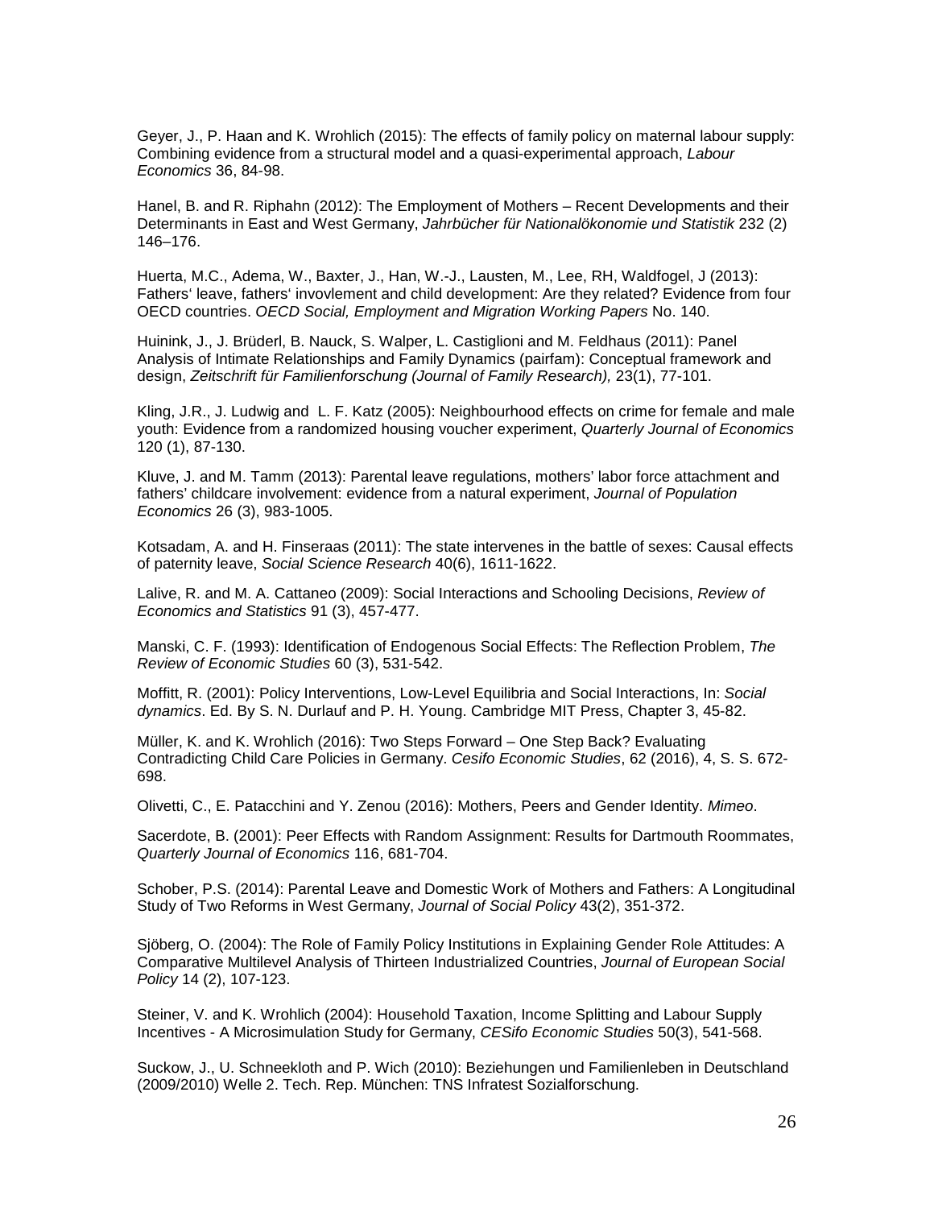Geyer, J., P. Haan and K. Wrohlich (2015): The effects of family policy on maternal labour supply: Combining evidence from a structural model and a quasi-experimental approach, *Labour Economics* 36, 84-98.

Hanel, B. and R. Riphahn (2012): The Employment of Mothers – Recent Developments and their Determinants in East and West Germany, *Jahrbücher für Nationalökonomie und Statistik* 232 (2) 146–176.

Huerta, M.C., Adema, W., Baxter, J., Han, W.-J., Lausten, M., Lee, RH, Waldfogel, J (2013): Fathers' leave, fathers' invovlement and child development: Are they related? Evidence from four OECD countries. *OECD Social, Employment and Migration Working Papers* No. 140.

Huinink, J., J. Brüderl, B. Nauck, S. Walper, L. Castiglioni and M. Feldhaus (2011): Panel Analysis of Intimate Relationships and Family Dynamics (pairfam): Conceptual framework and design, *Zeitschrift für Familienforschung (Journal of Family Research),* 23(1), 77-101.

Kling, J.R., J. Ludwig and L. F. Katz (2005): Neighbourhood effects on crime for female and male youth: Evidence from a randomized housing voucher experiment, *Quarterly Journal of Economics* 120 (1), 87-130.

Kluve, J. and M. Tamm (2013): Parental leave regulations, mothers' labor force attachment and fathers' childcare involvement: evidence from a natural experiment, *Journal of Population Economics* 26 (3), 983-1005.

Kotsadam, A. and H. Finseraas (2011): The state intervenes in the battle of sexes: Causal effects of paternity leave, *Social Science Research* 40(6), 1611-1622.

Lalive, R. and M. A. Cattaneo (2009): Social Interactions and Schooling Decisions, *Review of Economics and Statistics* 91 (3), 457-477.

Manski, C. F. (1993): Identification of Endogenous Social Effects: The Reflection Problem, *The Review of Economic Studies* 60 (3), 531-542.

Moffitt, R. (2001): Policy Interventions, Low-Level Equilibria and Social Interactions, In: *Social dynamics*. Ed. By S. N. Durlauf and P. H. Young. Cambridge MIT Press, Chapter 3, 45-82.

Müller, K. and K. Wrohlich (2016): Two Steps Forward – One Step Back? Evaluating Contradicting Child Care Policies in Germany. *Cesifo Economic Studies*, 62 (2016), 4, S. S. 672-698.

Olivetti, C., E. Patacchini and Y. Zenou (2016): Mothers, Peers and Gender Identity. *Mimeo*.

Sacerdote, B. (2001): Peer Effects with Random Assignment: Results for Dartmouth Roommates, *Quarterly Journal of Economics* 116, 681-704.

Schober, P.S. (2014): Parental Leave and Domestic Work of Mothers and Fathers: A Longitudinal Study of Two Reforms in West Germany, *Journal of Social Policy* 43(2), 351-372.

Sjöberg, O. (2004): The Role of Family Policy Institutions in Explaining Gender Role Attitudes: A Comparative Multilevel Analysis of Thirteen Industrialized Countries, *Journal of European Social Policy* 14 (2), 107-123.

Steiner, V. and K. Wrohlich (2004): Household Taxation, Income Splitting and Labour Supply Incentives - A Microsimulation Study for Germany, *CESifo Economic Studies* 50(3), 541-568.

Suckow, J., U. Schneekloth and P. Wich (2010): Beziehungen und Familienleben in Deutschland (2009/2010) Welle 2. Tech. Rep. München: TNS Infratest Sozialforschung.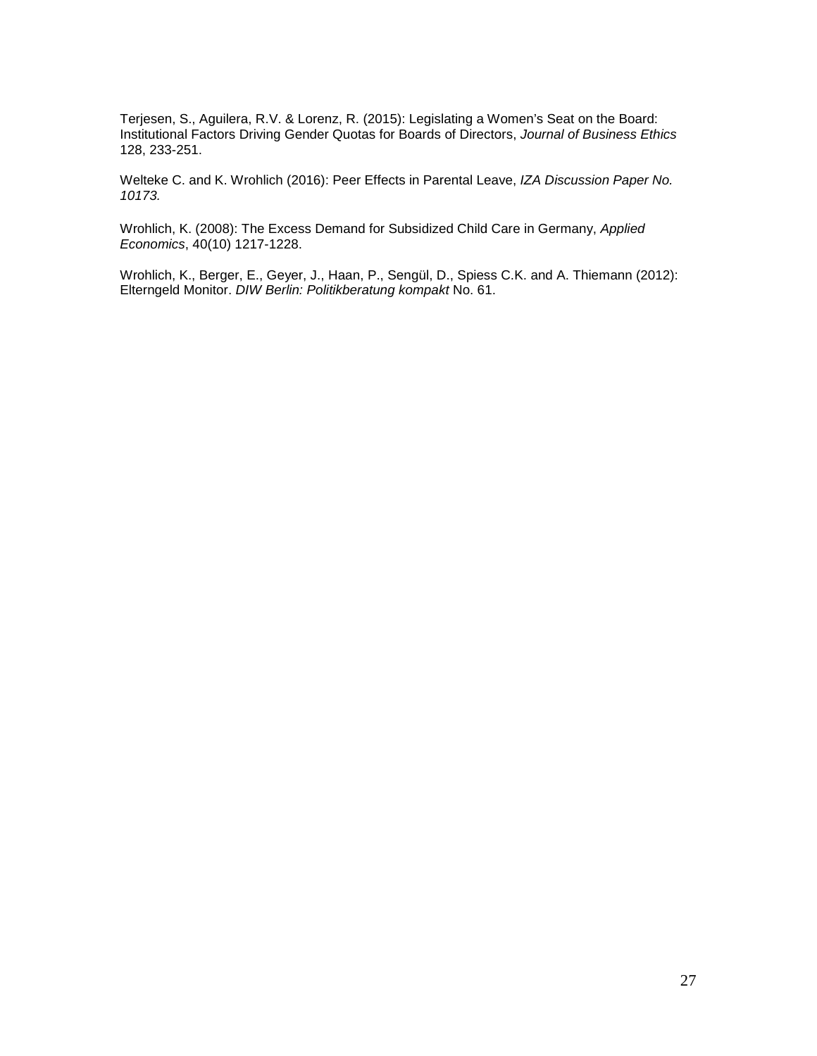Terjesen, S., Aguilera, R.V. & Lorenz, R. (2015): Legislating a Women's Seat on the Board: Institutional Factors Driving Gender Quotas for Boards of Directors, *Journal of Business Ethics* 128, 233-251.

Welteke C. and K. Wrohlich (2016): Peer Effects in Parental Leave, *IZA Discussion Paper No. 10173.*

Wrohlich, K. (2008): The Excess Demand for Subsidized Child Care in Germany, *Applied Economics*, 40(10) 1217-1228.

Wrohlich, K., Berger, E., Geyer, J., Haan, P., Sengül, D., Spiess C.K. and A. Thiemann (2012): Elterngeld Monitor. *DIW Berlin: Politikberatung kompakt* No. 61.